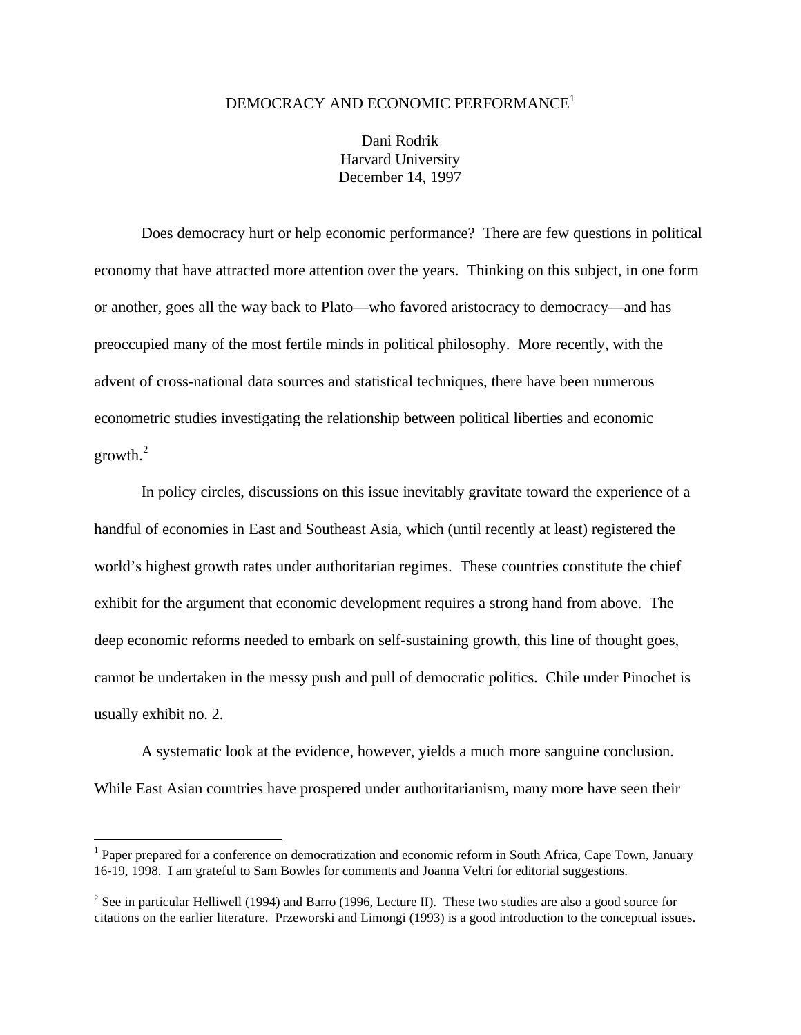# DEMOCRACY AND ECONOMIC PERFORMANCE[1]

Dani Rodrik
Harvard University
December 14, 1997

Does democracy hurt or help economic performance? There are few questions in political economy that have attracted more attention over the years. Thinking on this subject, in one form or another, goes all the way back to Plato—who favored aristocracy to democracy—and has preoccupied many of the most fertile minds in political philosophy. More recently, with the advent of cross-national data sources and statistical techniques, there have been numerous econometric studies investigating the relationship between political liberties and economic growth.[2]

In policy circles, discussions on this issue inevitably gravitate toward the experience of a handful of economies in East and Southeast Asia, which (until recently at least) registered the world's highest growth rates under authoritarian regimes. These countries constitute the chief exhibit for the argument that economic development requires a strong hand from above. The deep economic reforms needed to embark on self-sustaining growth, this line of thought goes, cannot be undertaken in the messy push and pull of democratic politics. Chile under Pinochet is usually exhibit no. 2.

A systematic look at the evidence, however, yields a much more sanguine conclusion. While East Asian countries have prospered under authoritarianism, many more have seen their

---

[1] Paper prepared for a conference on democratization and economic reform in South Africa, Cape Town, January 16-19, 1998. I am grateful to Sam Bowles for comments and Joanna Veltri for editorial suggestions.

[2] See in particular Helliwell (1994) and Barro (1996, Lecture II). These two studies are also a good source for citations on the earlier literature. Przeworski and Limongi (1993) is a good introduction to the conceptual issues.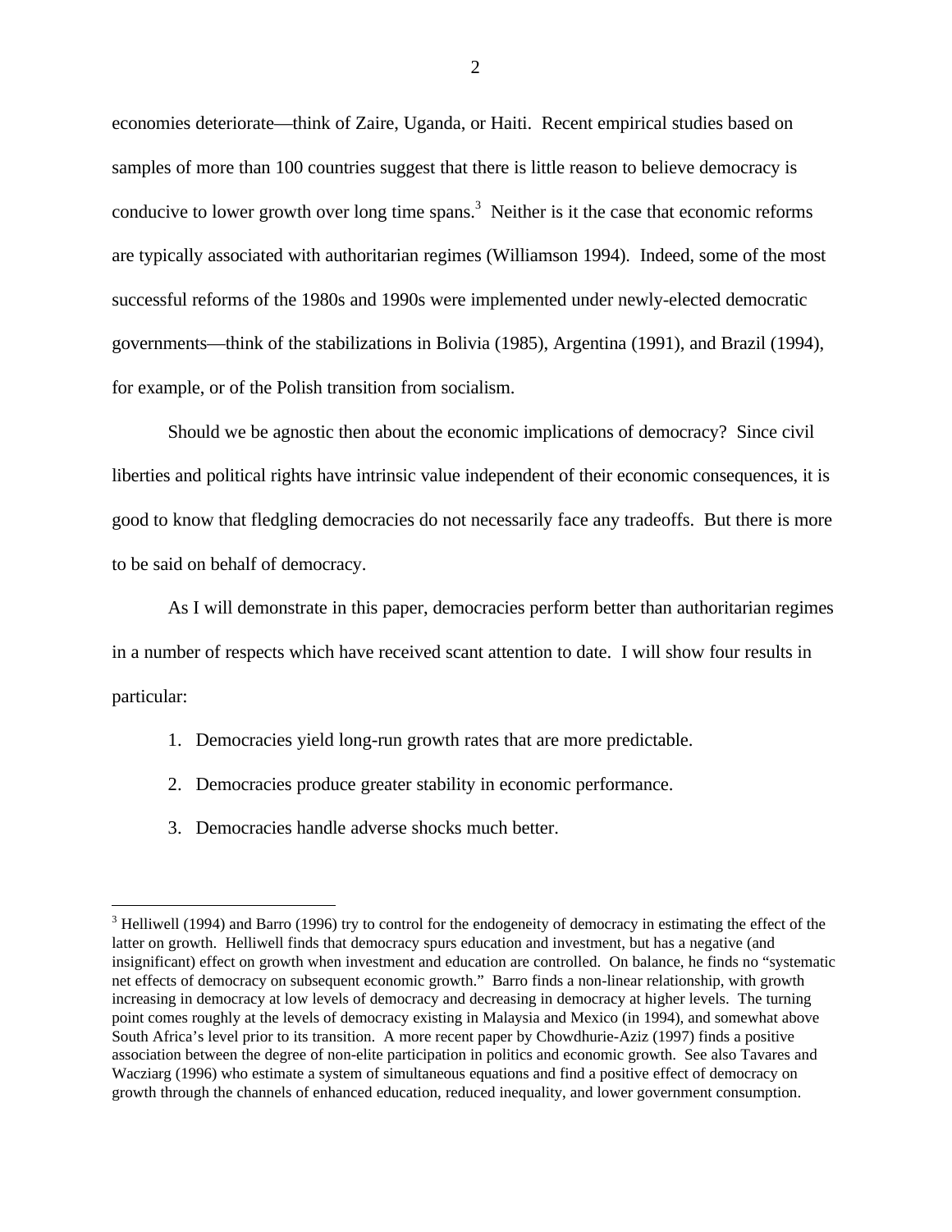economies deteriorate—think of Zaire, Uganda, or Haiti. Recent empirical studies based on samples of more than 100 countries suggest that there is little reason to believe democracy is conducive to lower growth over long time spans.[3] Neither is it the case that economic reforms are typically associated with authoritarian regimes (Williamson 1994). Indeed, some of the most successful reforms of the 1980s and 1990s were implemented under newly-elected democratic governments—think of the stabilizations in Bolivia (1985), Argentina (1991), and Brazil (1994), for example, or of the Polish transition from socialism.

Should we be agnostic then about the economic implications of democracy? Since civil liberties and political rights have intrinsic value independent of their economic consequences, it is good to know that fledgling democracies do not necessarily face any tradeoffs. But there is more to be said on behalf of democracy.

As I will demonstrate in this paper, democracies perform better than authoritarian regimes in a number of respects which have received scant attention to date. I will show four results in particular:

1. Democracies yield long-run growth rates that are more predictable.
2. Democracies produce greater stability in economic performance.
3. Democracies handle adverse shocks much better.

---

[3] Helliwell (1994) and Barro (1996) try to control for the endogeneity of democracy in estimating the effect of the latter on growth. Helliwell finds that democracy spurs education and investment, but has a negative (and insignificant) effect on growth when investment and education are controlled. On balance, he finds no "systematic net effects of democracy on subsequent economic growth." Barro finds a non-linear relationship, with growth increasing in democracy at low levels of democracy and decreasing in democracy at higher levels. The turning point comes roughly at the levels of democracy existing in Malaysia and Mexico (in 1994), and somewhat above South Africa's level prior to its transition. A more recent paper by Chowdhurie-Aziz (1997) finds a positive association between the degree of non-elite participation in politics and economic growth. See also Tavares and Wacziarg (1996) who estimate a system of simultaneous equations and find a positive effect of democracy on growth through the channels of enhanced education, reduced inequality, and lower government consumption.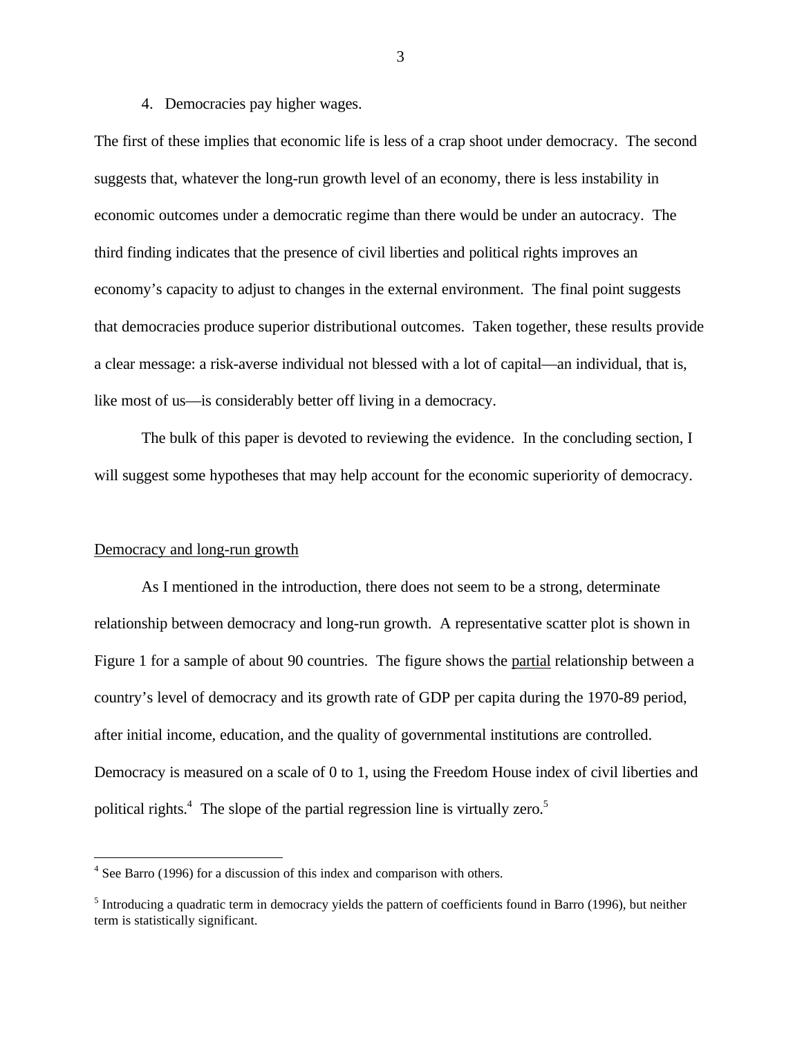4. Democracies pay higher wages.

The first of these implies that economic life is less of a crap shoot under democracy. The second suggests that, whatever the long-run growth level of an economy, there is less instability in economic outcomes under a democratic regime than there would be under an autocracy. The third finding indicates that the presence of civil liberties and political rights improves an economy's capacity to adjust to changes in the external environment. The final point suggests that democracies produce superior distributional outcomes. Taken together, these results provide a clear message: a risk-averse individual not blessed with a lot of capital—an individual, that is, like most of us—is considerably better off living in a democracy.

The bulk of this paper is devoted to reviewing the evidence. In the concluding section, I will suggest some hypotheses that may help account for the economic superiority of democracy.

## Democracy and long-run growth

As I mentioned in the introduction, there does not seem to be a strong, determinate relationship between democracy and long-run growth. A representative scatter plot is shown in Figure 1 for a sample of about 90 countries. The figure shows the partial relationship between a country's level of democracy and its growth rate of GDP per capita during the 1970-89 period, after initial income, education, and the quality of governmental institutions are controlled. Democracy is measured on a scale of 0 to 1, using the Freedom House index of civil liberties and political rights.[4] The slope of the partial regression line is virtually zero.[5]

---

[4] See Barro (1996) for a discussion of this index and comparison with others.

[5] Introducing a quadratic term in democracy yields the pattern of coefficients found in Barro (1996), but neither term is statistically significant.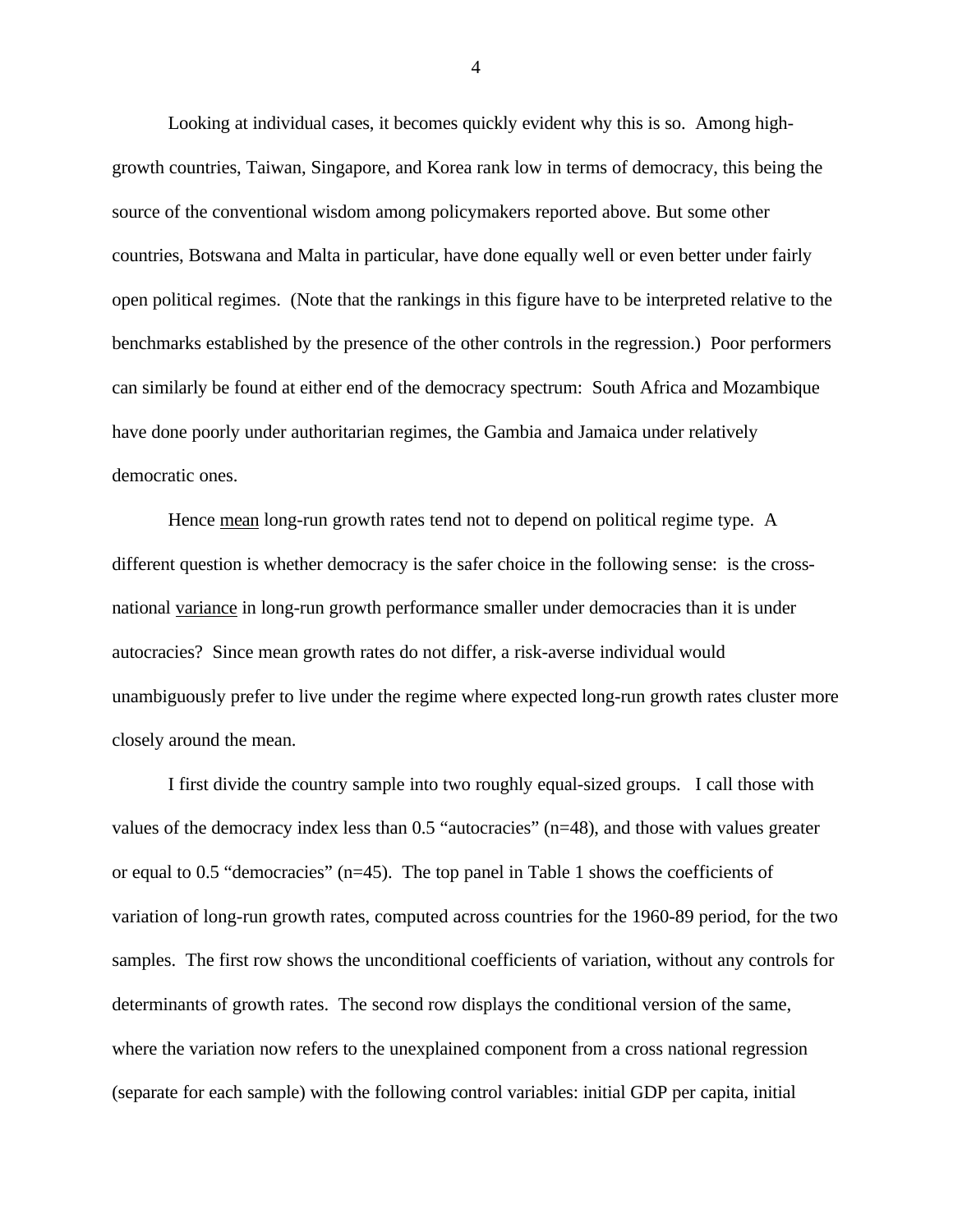Looking at individual cases, it becomes quickly evident why this is so. Among high-growth countries, Taiwan, Singapore, and Korea rank low in terms of democracy, this being the source of the conventional wisdom among policymakers reported above. But some other countries, Botswana and Malta in particular, have done equally well or even better under fairly open political regimes. (Note that the rankings in this figure have to be interpreted relative to the benchmarks established by the presence of the other controls in the regression.) Poor performers can similarly be found at either end of the democracy spectrum: South Africa and Mozambique have done poorly under authoritarian regimes, the Gambia and Jamaica under relatively democratic ones.

Hence mean long-run growth rates tend not to depend on political regime type. A different question is whether democracy is the safer choice in the following sense: is the cross-national variance in long-run growth performance smaller under democracies than it is under autocracies? Since mean growth rates do not differ, a risk-averse individual would unambiguously prefer to live under the regime where expected long-run growth rates cluster more closely around the mean.

I first divide the country sample into two roughly equal-sized groups. I call those with values of the democracy index less than 0.5 "autocracies" (n=48), and those with values greater or equal to 0.5 "democracies" (n=45). The top panel in Table 1 shows the coefficients of variation of long-run growth rates, computed across countries for the 1960-89 period, for the two samples. The first row shows the unconditional coefficients of variation, without any controls for determinants of growth rates. The second row displays the conditional version of the same, where the variation now refers to the unexplained component from a cross national regression (separate for each sample) with the following control variables: initial GDP per capita, initial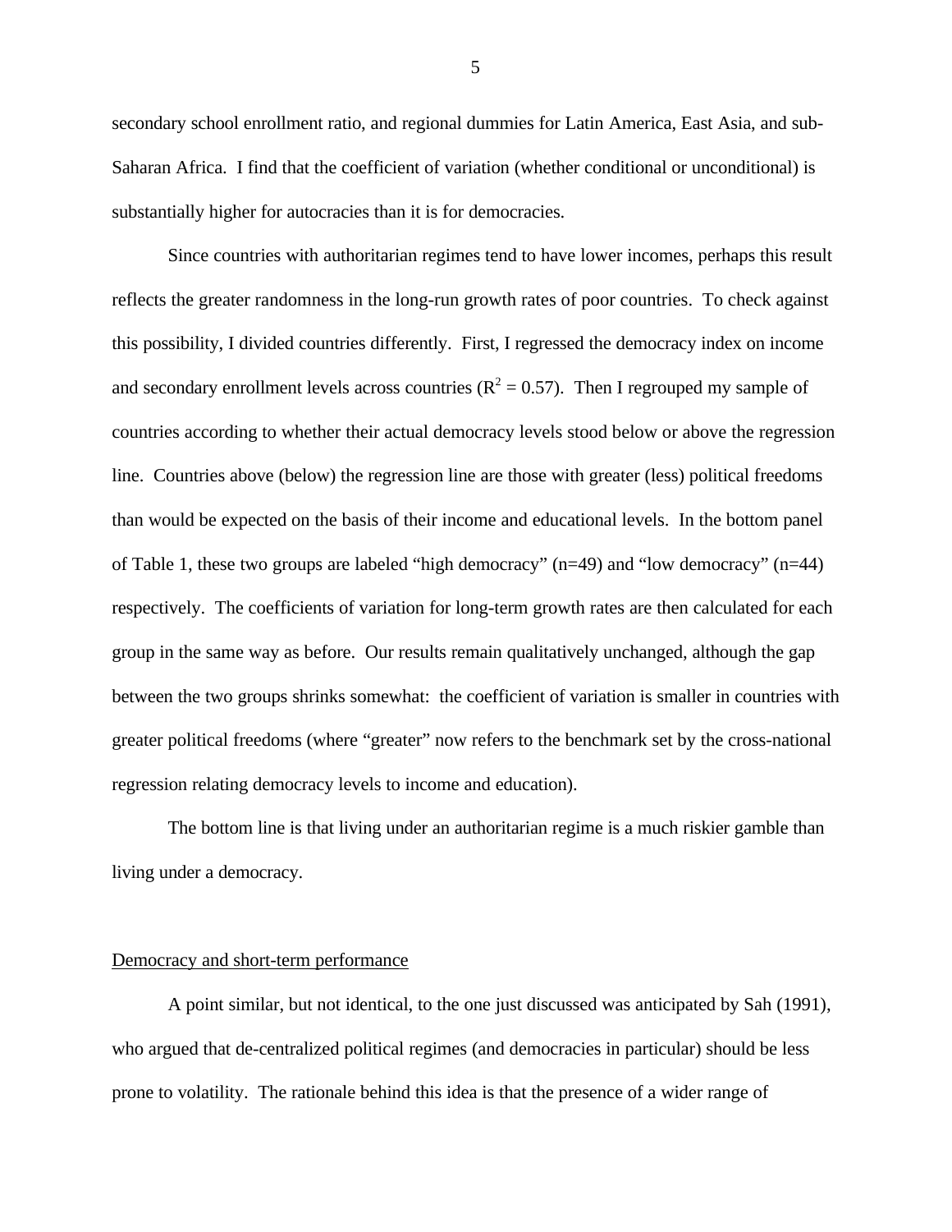secondary school enrollment ratio, and regional dummies for Latin America, East Asia, and sub-Saharan Africa. I find that the coefficient of variation (whether conditional or unconditional) is substantially higher for autocracies than it is for democracies.

Since countries with authoritarian regimes tend to have lower incomes, perhaps this result reflects the greater randomness in the long-run growth rates of poor countries. To check against this possibility, I divided countries differently. First, I regressed the democracy index on income and secondary enrollment levels across countries ($R^2 = 0.57$). Then I regrouped my sample of countries according to whether their actual democracy levels stood below or above the regression line. Countries above (below) the regression line are those with greater (less) political freedoms than would be expected on the basis of their income and educational levels. In the bottom panel of Table 1, these two groups are labeled "high democracy" (n=49) and "low democracy" (n=44) respectively. The coefficients of variation for long-term growth rates are then calculated for each group in the same way as before. Our results remain qualitatively unchanged, although the gap between the two groups shrinks somewhat: the coefficient of variation is smaller in countries with greater political freedoms (where "greater" now refers to the benchmark set by the cross-national regression relating democracy levels to income and education).

The bottom line is that living under an authoritarian regime is a much riskier gamble than living under a democracy.

## Democracy and short-term performance

A point similar, but not identical, to the one just discussed was anticipated by Sah (1991), who argued that de-centralized political regimes (and democracies in particular) should be less prone to volatility. The rationale behind this idea is that the presence of a wider range of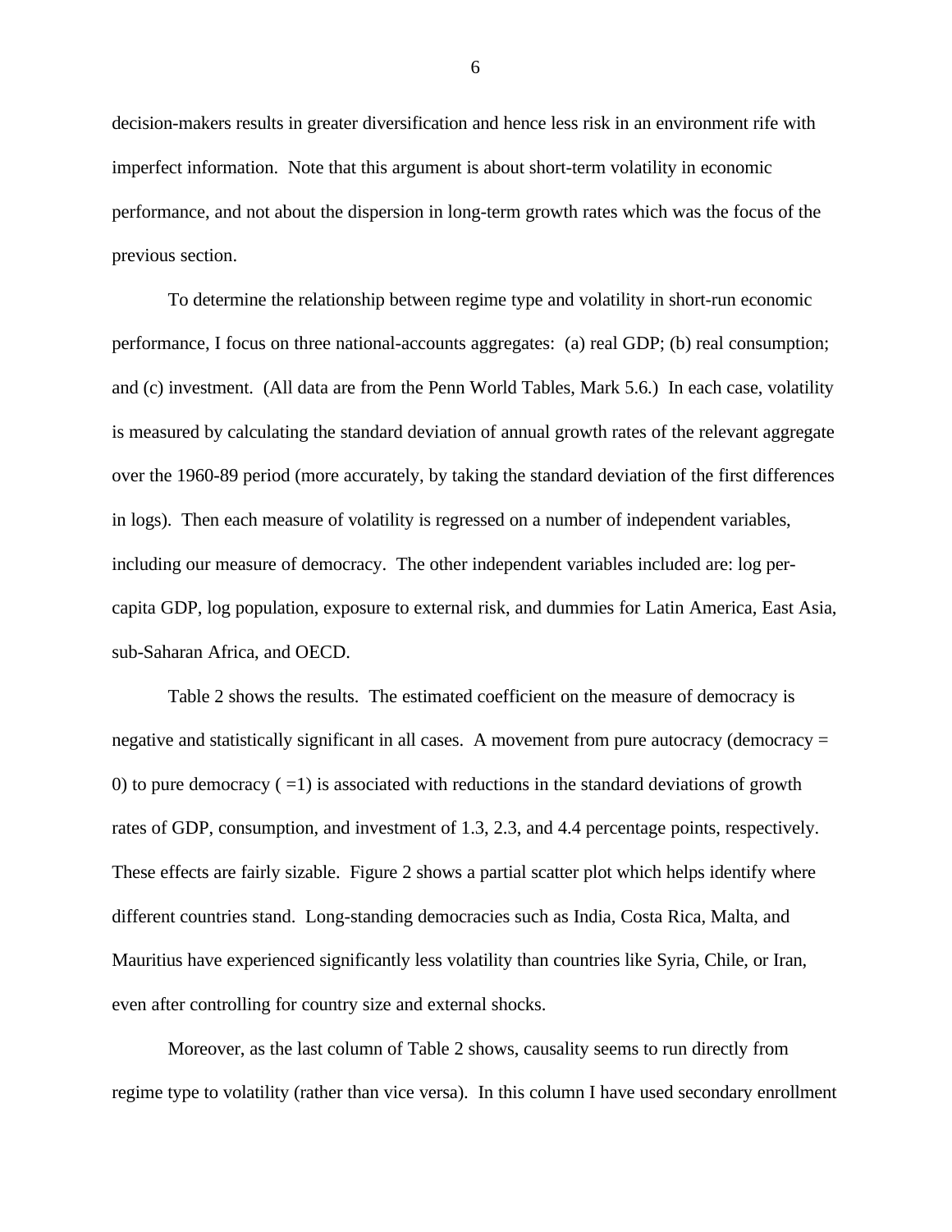decision-makers results in greater diversification and hence less risk in an environment rife with imperfect information. Note that this argument is about short-term volatility in economic performance, and not about the dispersion in long-term growth rates which was the focus of the previous section.

To determine the relationship between regime type and volatility in short-run economic performance, I focus on three national-accounts aggregates: (a) real GDP; (b) real consumption; and (c) investment. (All data are from the Penn World Tables, Mark 5.6.) In each case, volatility is measured by calculating the standard deviation of annual growth rates of the relevant aggregate over the 1960-89 period (more accurately, by taking the standard deviation of the first differences in logs). Then each measure of volatility is regressed on a number of independent variables, including our measure of democracy. The other independent variables included are: log per-capita GDP, log population, exposure to external risk, and dummies for Latin America, East Asia, sub-Saharan Africa, and OECD.

Table 2 shows the results. The estimated coefficient on the measure of democracy is negative and statistically significant in all cases. A movement from pure autocracy (democracy = 0) to pure democracy ( =1) is associated with reductions in the standard deviations of growth rates of GDP, consumption, and investment of 1.3, 2.3, and 4.4 percentage points, respectively. These effects are fairly sizable. Figure 2 shows a partial scatter plot which helps identify where different countries stand. Long-standing democracies such as India, Costa Rica, Malta, and Mauritius have experienced significantly less volatility than countries like Syria, Chile, or Iran, even after controlling for country size and external shocks.

Moreover, as the last column of Table 2 shows, causality seems to run directly from regime type to volatility (rather than vice versa). In this column I have used secondary enrollment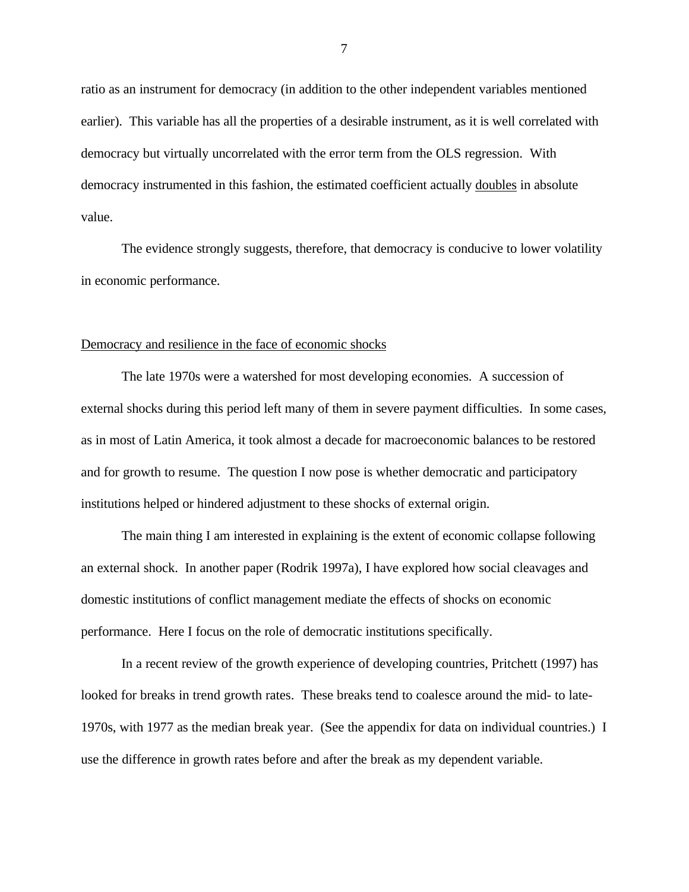ratio as an instrument for democracy (in addition to the other independent variables mentioned earlier). This variable has all the properties of a desirable instrument, as it is well correlated with democracy but virtually uncorrelated with the error term from the OLS regression. With democracy instrumented in this fashion, the estimated coefficient actually doubles in absolute value.

The evidence strongly suggests, therefore, that democracy is conducive to lower volatility in economic performance.

## Democracy and resilience in the face of economic shocks

The late 1970s were a watershed for most developing economies. A succession of external shocks during this period left many of them in severe payment difficulties. In some cases, as in most of Latin America, it took almost a decade for macroeconomic balances to be restored and for growth to resume. The question I now pose is whether democratic and participatory institutions helped or hindered adjustment to these shocks of external origin.

The main thing I am interested in explaining is the extent of economic collapse following an external shock. In another paper (Rodrik 1997a), I have explored how social cleavages and domestic institutions of conflict management mediate the effects of shocks on economic performance. Here I focus on the role of democratic institutions specifically.

In a recent review of the growth experience of developing countries, Pritchett (1997) has looked for breaks in trend growth rates. These breaks tend to coalesce around the mid- to late-1970s, with 1977 as the median break year. (See the appendix for data on individual countries.) I use the difference in growth rates before and after the break as my dependent variable.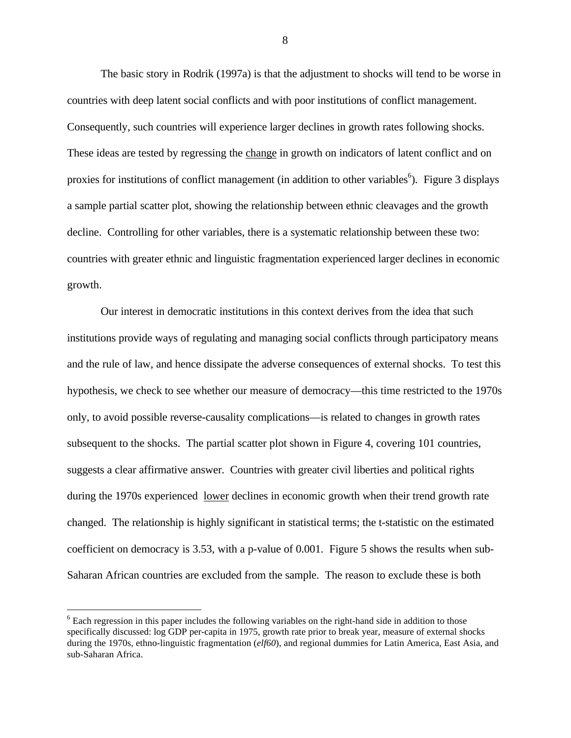The basic story in Rodrik (1997a) is that the adjustment to shocks will tend to be worse in countries with deep latent social conflicts and with poor institutions of conflict management. Consequently, such countries will experience larger declines in growth rates following shocks. These ideas are tested by regressing the change in growth on indicators of latent conflict and on proxies for institutions of conflict management (in addition to other variables[6]). Figure 3 displays a sample partial scatter plot, showing the relationship between ethnic cleavages and the growth decline. Controlling for other variables, there is a systematic relationship between these two: countries with greater ethnic and linguistic fragmentation experienced larger declines in economic growth.

Our interest in democratic institutions in this context derives from the idea that such institutions provide ways of regulating and managing social conflicts through participatory means and the rule of law, and hence dissipate the adverse consequences of external shocks. To test this hypothesis, we check to see whether our measure of democracy—this time restricted to the 1970s only, to avoid possible reverse-causality complications—is related to changes in growth rates subsequent to the shocks. The partial scatter plot shown in Figure 4, covering 101 countries, suggests a clear affirmative answer. Countries with greater civil liberties and political rights during the 1970s experienced lower declines in economic growth when their trend growth rate changed. The relationship is highly significant in statistical terms; the t-statistic on the estimated coefficient on democracy is 3.53, with a p-value of 0.001. Figure 5 shows the results when sub-Saharan African countries are excluded from the sample. The reason to exclude these is both

[6] Each regression in this paper includes the following variables on the right-hand side in addition to those specifically discussed: log GDP per-capita in 1975, growth rate prior to break year, measure of external shocks during the 1970s, ethno-linguistic fragmentation (*elf60*), and regional dummies for Latin America, East Asia, and sub-Saharan Africa.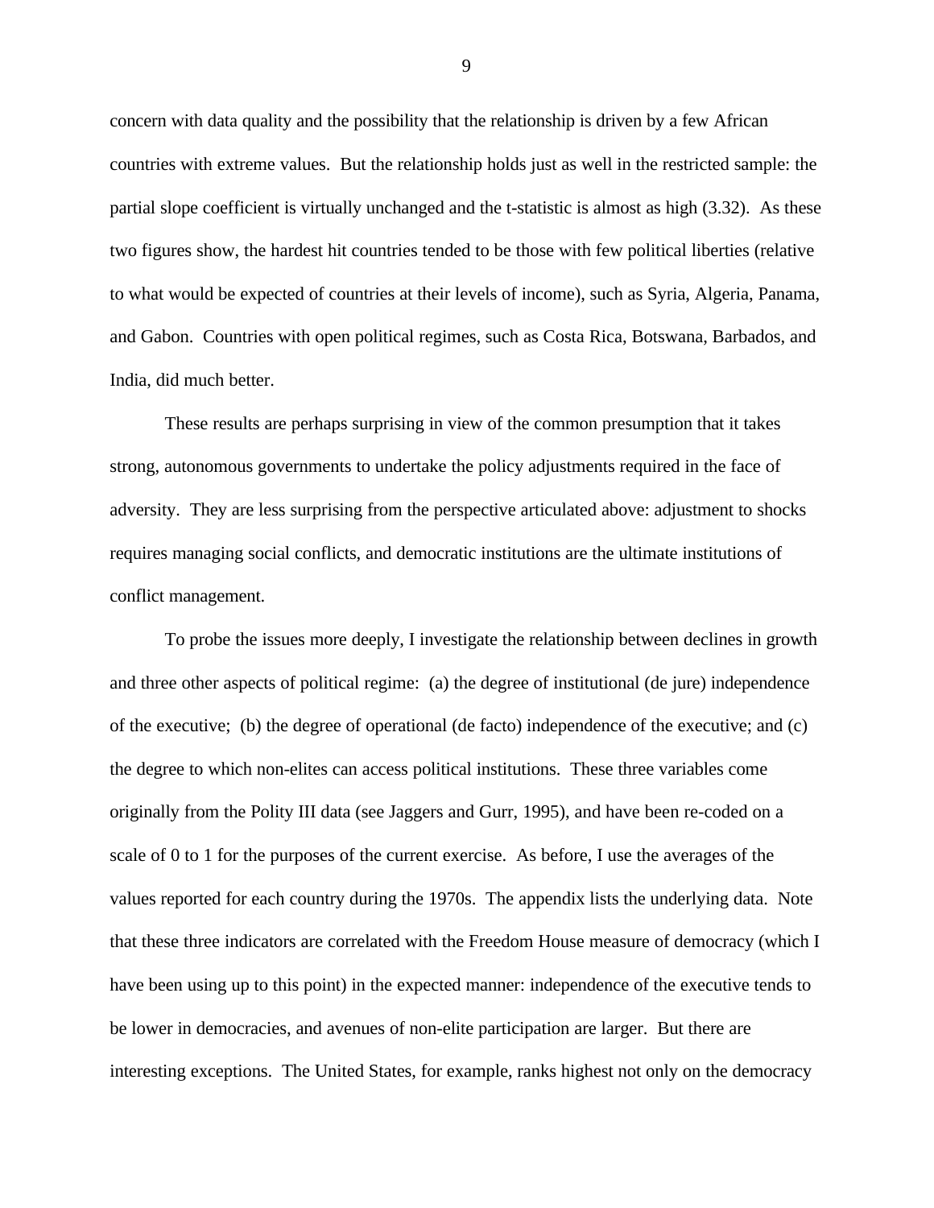concern with data quality and the possibility that the relationship is driven by a few African countries with extreme values. But the relationship holds just as well in the restricted sample: the partial slope coefficient is virtually unchanged and the t-statistic is almost as high (3.32). As these two figures show, the hardest hit countries tended to be those with few political liberties (relative to what would be expected of countries at their levels of income), such as Syria, Algeria, Panama, and Gabon. Countries with open political regimes, such as Costa Rica, Botswana, Barbados, and India, did much better.

These results are perhaps surprising in view of the common presumption that it takes strong, autonomous governments to undertake the policy adjustments required in the face of adversity. They are less surprising from the perspective articulated above: adjustment to shocks requires managing social conflicts, and democratic institutions are the ultimate institutions of conflict management.

To probe the issues more deeply, I investigate the relationship between declines in growth and three other aspects of political regime: (a) the degree of institutional (de jure) independence of the executive; (b) the degree of operational (de facto) independence of the executive; and (c) the degree to which non-elites can access political institutions. These three variables come originally from the Polity III data (see Jaggers and Gurr, 1995), and have been re-coded on a scale of 0 to 1 for the purposes of the current exercise. As before, I use the averages of the values reported for each country during the 1970s. The appendix lists the underlying data. Note that these three indicators are correlated with the Freedom House measure of democracy (which I have been using up to this point) in the expected manner: independence of the executive tends to be lower in democracies, and avenues of non-elite participation are larger. But there are interesting exceptions. The United States, for example, ranks highest not only on the democracy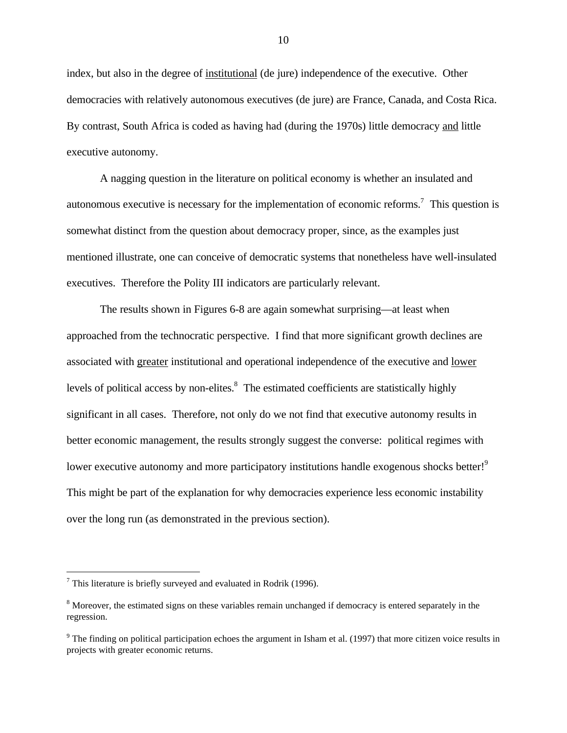index, but also in the degree of <u>institutional</u> (de jure) independence of the executive. Other democracies with relatively autonomous executives (de jure) are France, Canada, and Costa Rica. By contrast, South Africa is coded as having had (during the 1970s) little democracy <u>and</u> little executive autonomy.

A nagging question in the literature on political economy is whether an insulated and autonomous executive is necessary for the implementation of economic reforms.[7] This question is somewhat distinct from the question about democracy proper, since, as the examples just mentioned illustrate, one can conceive of democratic systems that nonetheless have well-insulated executives. Therefore the Polity III indicators are particularly relevant.

The results shown in Figures 6-8 are again somewhat surprising—at least when approached from the technocratic perspective. I find that more significant growth declines are associated with <u>greater</u> institutional and operational independence of the executive and <u>lower</u> levels of political access by non-elites.[8] The estimated coefficients are statistically highly significant in all cases. Therefore, not only do we not find that executive autonomy results in better economic management, the results strongly suggest the converse: political regimes with lower executive autonomy and more participatory institutions handle exogenous shocks better![9] This might be part of the explanation for why democracies experience less economic instability over the long run (as demonstrated in the previous section).

---

[7] This literature is briefly surveyed and evaluated in Rodrik (1996).

[8] Moreover, the estimated signs on these variables remain unchanged if democracy is entered separately in the regression.

[9] The finding on political participation echoes the argument in Isham et al. (1997) that more citizen voice results in projects with greater economic returns.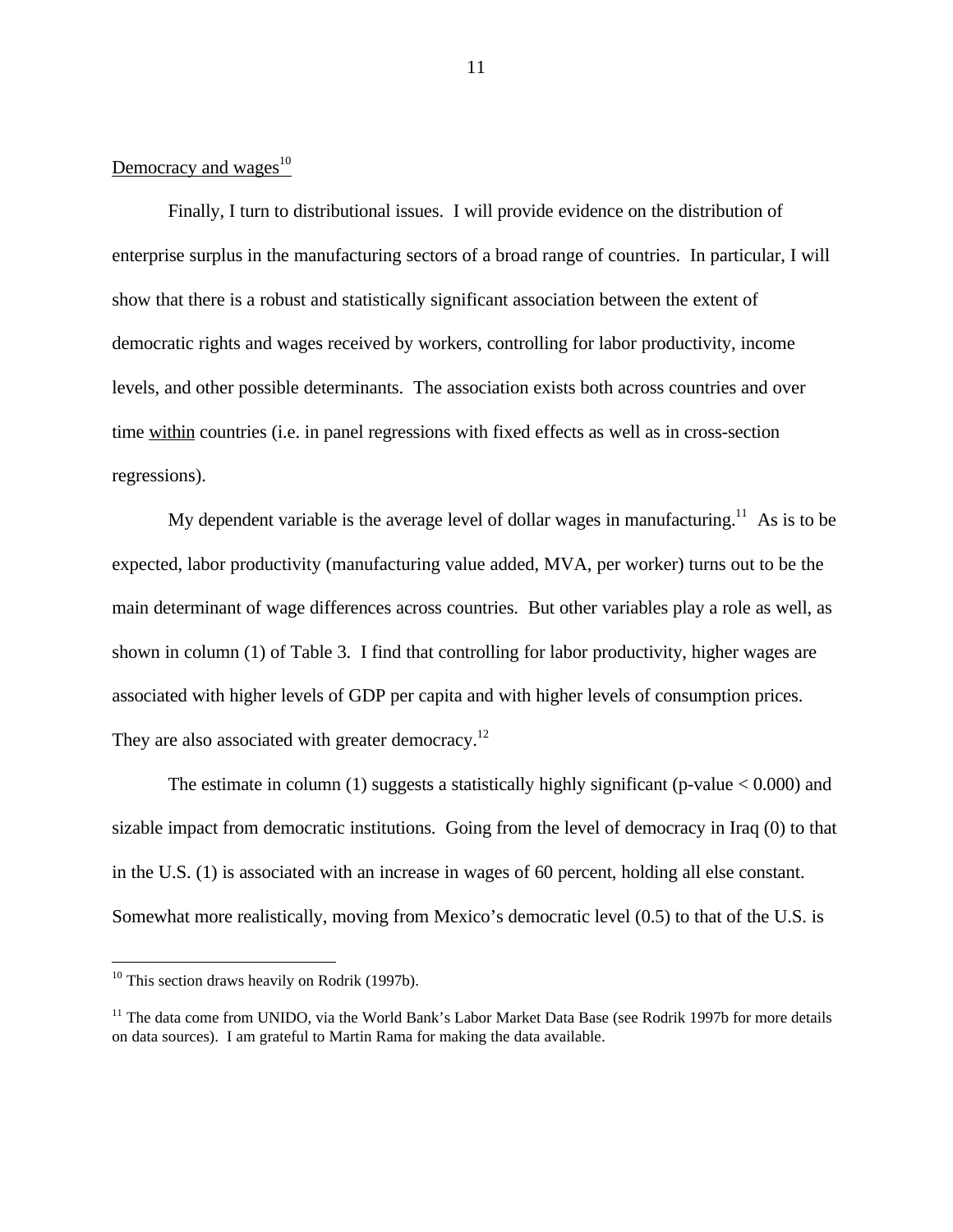Democracy and wages[10]

Finally, I turn to distributional issues. I will provide evidence on the distribution of enterprise surplus in the manufacturing sectors of a broad range of countries. In particular, I will show that there is a robust and statistically significant association between the extent of democratic rights and wages received by workers, controlling for labor productivity, income levels, and other possible determinants. The association exists both across countries and over time within countries (i.e. in panel regressions with fixed effects as well as in cross-section regressions).

My dependent variable is the average level of dollar wages in manufacturing.[11] As is to be expected, labor productivity (manufacturing value added, MVA, per worker) turns out to be the main determinant of wage differences across countries. But other variables play a role as well, as shown in column (1) of Table 3. I find that controlling for labor productivity, higher wages are associated with higher levels of GDP per capita and with higher levels of consumption prices. They are also associated with greater democracy.[12]

The estimate in column (1) suggests a statistically highly significant (p-value < 0.000) and sizable impact from democratic institutions. Going from the level of democracy in Iraq (0) to that in the U.S. (1) is associated with an increase in wages of 60 percent, holding all else constant. Somewhat more realistically, moving from Mexico's democratic level (0.5) to that of the U.S. is

---

[10] This section draws heavily on Rodrik (1997b).

[11] The data come from UNIDO, via the World Bank's Labor Market Data Base (see Rodrik 1997b for more details on data sources). I am grateful to Martin Rama for making the data available.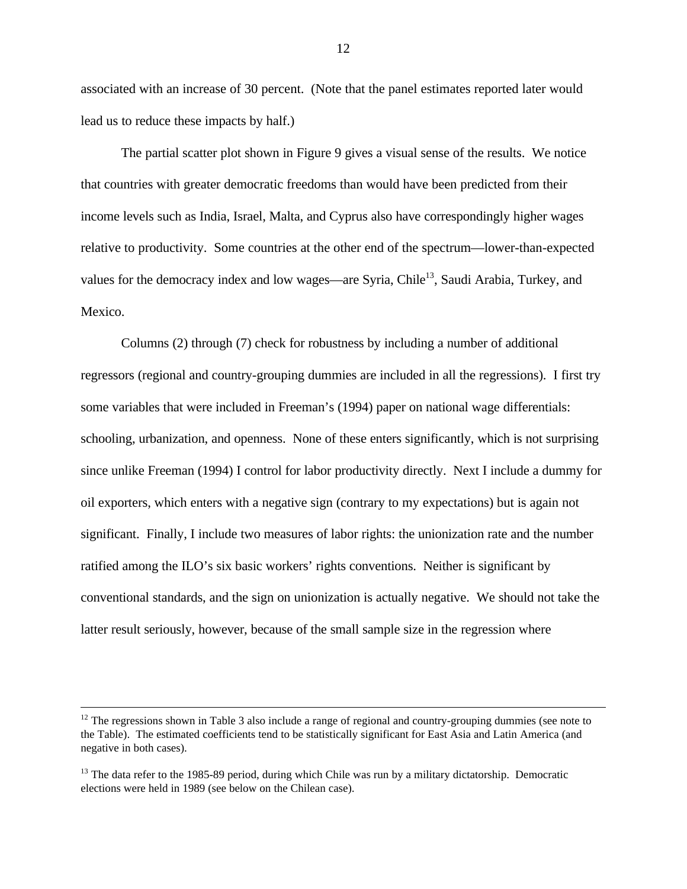associated with an increase of 30 percent. (Note that the panel estimates reported later would lead us to reduce these impacts by half.)

The partial scatter plot shown in Figure 9 gives a visual sense of the results. We notice that countries with greater democratic freedoms than would have been predicted from their income levels such as India, Israel, Malta, and Cyprus also have correspondingly higher wages relative to productivity. Some countries at the other end of the spectrum—lower-than-expected values for the democracy index and low wages—are Syria, Chile[13], Saudi Arabia, Turkey, and Mexico.

Columns (2) through (7) check for robustness by including a number of additional regressors (regional and country-grouping dummies are included in all the regressions). I first try some variables that were included in Freeman's (1994) paper on national wage differentials: schooling, urbanization, and openness. None of these enters significantly, which is not surprising since unlike Freeman (1994) I control for labor productivity directly. Next I include a dummy for oil exporters, which enters with a negative sign (contrary to my expectations) but is again not significant. Finally, I include two measures of labor rights: the unionization rate and the number ratified among the ILO's six basic workers' rights conventions. Neither is significant by conventional standards, and the sign on unionization is actually negative. We should not take the latter result seriously, however, because of the small sample size in the regression where

---

[12] The regressions shown in Table 3 also include a range of regional and country-grouping dummies (see note to the Table). The estimated coefficients tend to be statistically significant for East Asia and Latin America (and negative in both cases).

[13] The data refer to the 1985-89 period, during which Chile was run by a military dictatorship. Democratic elections were held in 1989 (see below on the Chilean case).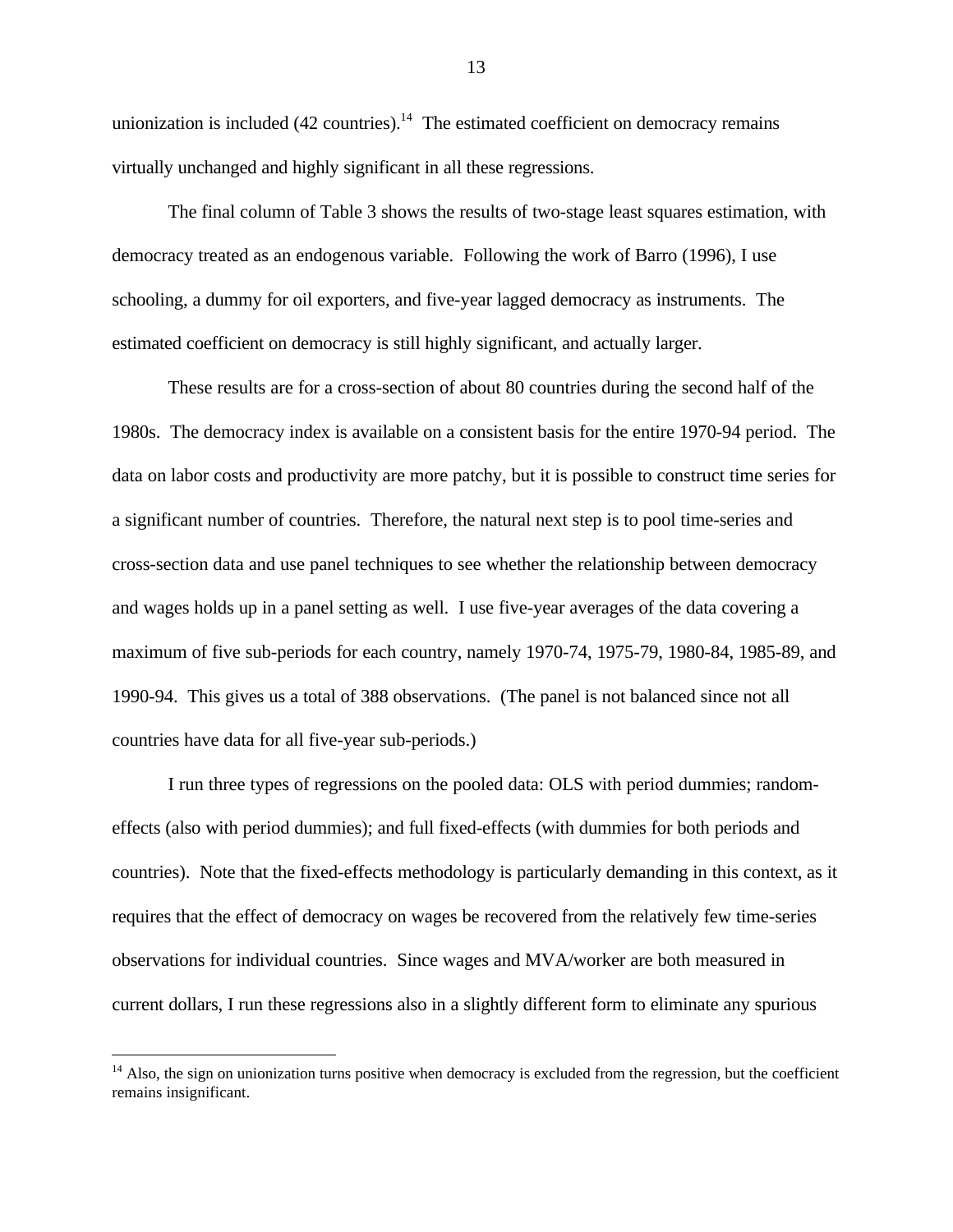unionization is included (42 countries).[14] The estimated coefficient on democracy remains virtually unchanged and highly significant in all these regressions.

The final column of Table 3 shows the results of two-stage least squares estimation, with democracy treated as an endogenous variable. Following the work of Barro (1996), I use schooling, a dummy for oil exporters, and five-year lagged democracy as instruments. The estimated coefficient on democracy is still highly significant, and actually larger.

These results are for a cross-section of about 80 countries during the second half of the 1980s. The democracy index is available on a consistent basis for the entire 1970-94 period. The data on labor costs and productivity are more patchy, but it is possible to construct time series for a significant number of countries. Therefore, the natural next step is to pool time-series and cross-section data and use panel techniques to see whether the relationship between democracy and wages holds up in a panel setting as well. I use five-year averages of the data covering a maximum of five sub-periods for each country, namely 1970-74, 1975-79, 1980-84, 1985-89, and 1990-94. This gives us a total of 388 observations. (The panel is not balanced since not all countries have data for all five-year sub-periods.)

I run three types of regressions on the pooled data: OLS with period dummies; random-effects (also with period dummies); and full fixed-effects (with dummies for both periods and countries). Note that the fixed-effects methodology is particularly demanding in this context, as it requires that the effect of democracy on wages be recovered from the relatively few time-series observations for individual countries. Since wages and MVA/worker are both measured in current dollars, I run these regressions also in a slightly different form to eliminate any spurious

---

[14] Also, the sign on unionization turns positive when democracy is excluded from the regression, but the coefficient remains insignificant.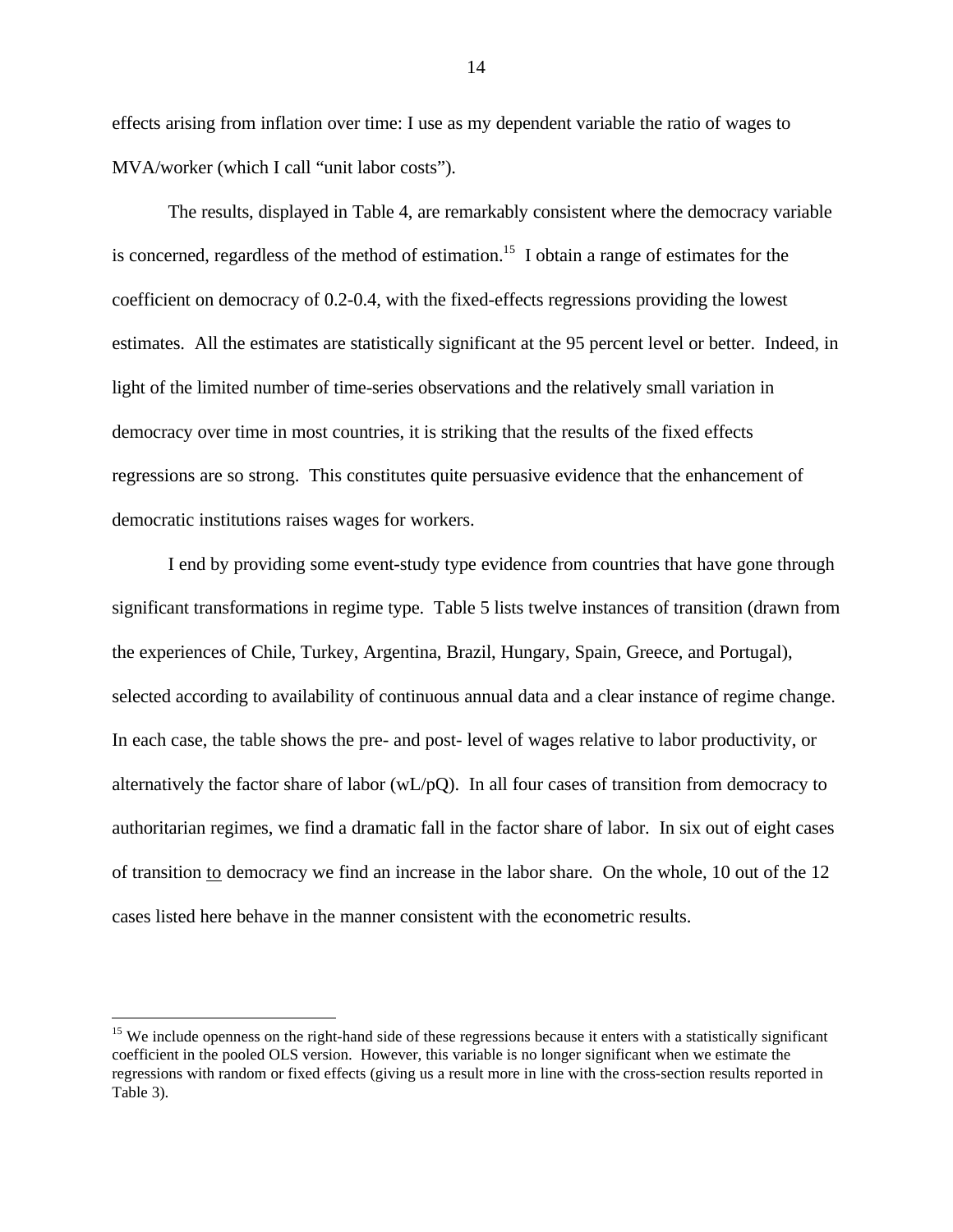effects arising from inflation over time: I use as my dependent variable the ratio of wages to MVA/worker (which I call "unit labor costs").

The results, displayed in Table 4, are remarkably consistent where the democracy variable is concerned, regardless of the method of estimation.[15] I obtain a range of estimates for the coefficient on democracy of 0.2-0.4, with the fixed-effects regressions providing the lowest estimates. All the estimates are statistically significant at the 95 percent level or better. Indeed, in light of the limited number of time-series observations and the relatively small variation in democracy over time in most countries, it is striking that the results of the fixed effects regressions are so strong. This constitutes quite persuasive evidence that the enhancement of democratic institutions raises wages for workers.

I end by providing some event-study type evidence from countries that have gone through significant transformations in regime type. Table 5 lists twelve instances of transition (drawn from the experiences of Chile, Turkey, Argentina, Brazil, Hungary, Spain, Greece, and Portugal), selected according to availability of continuous annual data and a clear instance of regime change. In each case, the table shows the pre- and post- level of wages relative to labor productivity, or alternatively the factor share of labor ($wL/pQ$). In all four cases of transition from democracy to authoritarian regimes, we find a dramatic fall in the factor share of labor. In six out of eight cases of transition <u>to</u> democracy we find an increase in the labor share. On the whole, 10 out of the 12 cases listed here behave in the manner consistent with the econometric results.

---

[15] We include openness on the right-hand side of these regressions because it enters with a statistically significant coefficient in the pooled OLS version. However, this variable is no longer significant when we estimate the regressions with random or fixed effects (giving us a result more in line with the cross-section results reported in Table 3).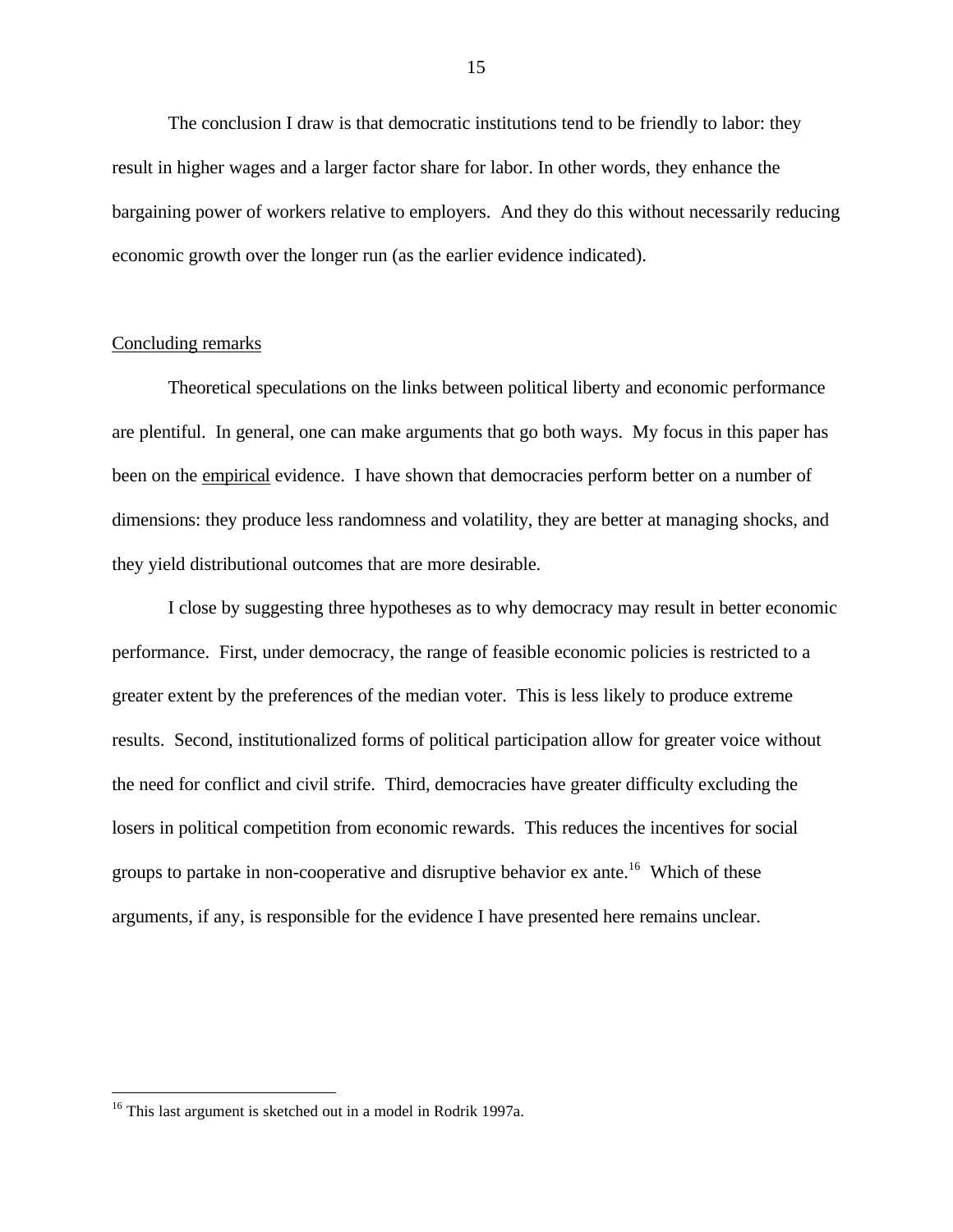The conclusion I draw is that democratic institutions tend to be friendly to labor: they result in higher wages and a larger factor share for labor. In other words, they enhance the bargaining power of workers relative to employers. And they do this without necessarily reducing economic growth over the longer run (as the earlier evidence indicated).

## Concluding remarks

Theoretical speculations on the links between political liberty and economic performance are plentiful. In general, one can make arguments that go both ways. My focus in this paper has been on the empirical evidence. I have shown that democracies perform better on a number of dimensions: they produce less randomness and volatility, they are better at managing shocks, and they yield distributional outcomes that are more desirable.

I close by suggesting three hypotheses as to why democracy may result in better economic performance. First, under democracy, the range of feasible economic policies is restricted to a greater extent by the preferences of the median voter. This is less likely to produce extreme results. Second, institutionalized forms of political participation allow for greater voice without the need for conflict and civil strife. Third, democracies have greater difficulty excluding the losers in political competition from economic rewards. This reduces the incentives for social groups to partake in non-cooperative and disruptive behavior ex ante.[16] Which of these arguments, if any, is responsible for the evidence I have presented here remains unclear.

---

[16] This last argument is sketched out in a model in Rodrik 1997a.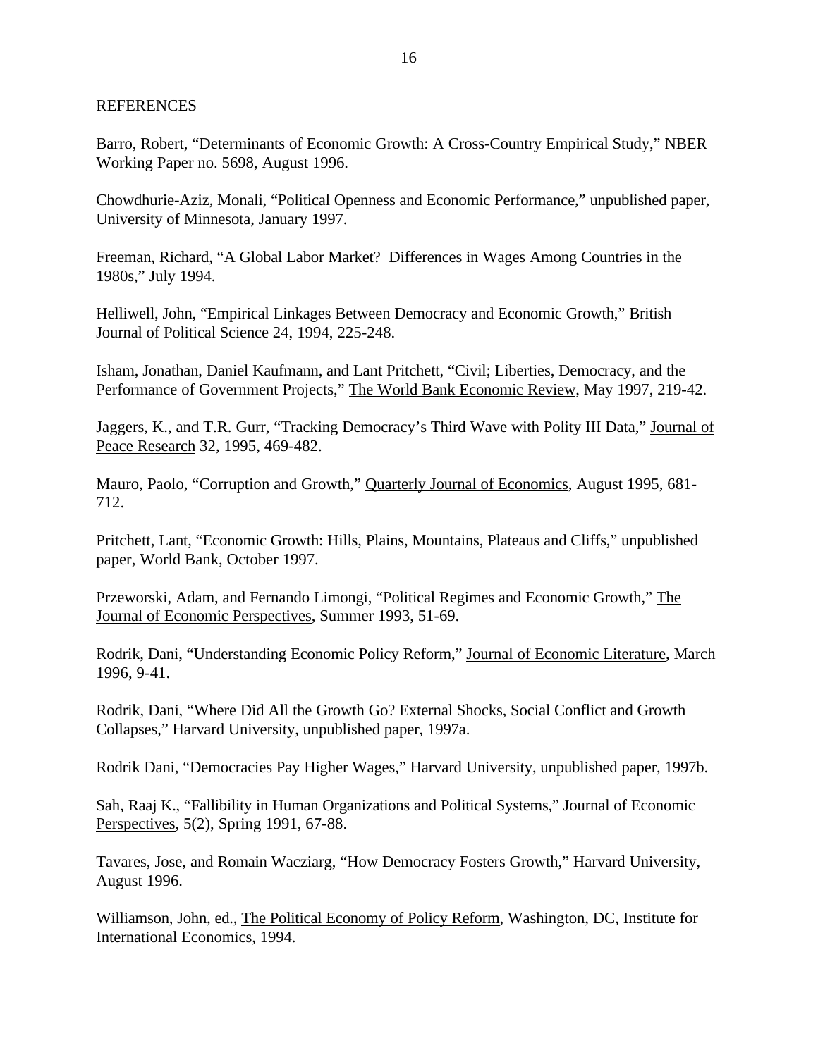# REFERENCES

Barro, Robert, "Determinants of Economic Growth: A Cross-Country Empirical Study," NBER Working Paper no. 5698, August 1996.

Chowdhurie-Aziz, Monali, "Political Openness and Economic Performance," unpublished paper, University of Minnesota, January 1997.

Freeman, Richard, "A Global Labor Market? Differences in Wages Among Countries in the 1980s," July 1994.

Helliwell, John, "Empirical Linkages Between Democracy and Economic Growth," British Journal of Political Science 24, 1994, 225-248.

Isham, Jonathan, Daniel Kaufmann, and Lant Pritchett, "Civil; Liberties, Democracy, and the Performance of Government Projects," The World Bank Economic Review, May 1997, 219-42.

Jaggers, K., and T.R. Gurr, "Tracking Democracy's Third Wave with Polity III Data," Journal of Peace Research 32, 1995, 469-482.

Mauro, Paolo, "Corruption and Growth," Quarterly Journal of Economics, August 1995, 681-712.

Pritchett, Lant, "Economic Growth: Hills, Plains, Mountains, Plateaus and Cliffs," unpublished paper, World Bank, October 1997.

Przeworski, Adam, and Fernando Limongi, "Political Regimes and Economic Growth," The Journal of Economic Perspectives, Summer 1993, 51-69.

Rodrik, Dani, "Understanding Economic Policy Reform," Journal of Economic Literature, March 1996, 9-41.

Rodrik, Dani, "Where Did All the Growth Go? External Shocks, Social Conflict and Growth Collapses," Harvard University, unpublished paper, 1997a.

Rodrik Dani, "Democracies Pay Higher Wages," Harvard University, unpublished paper, 1997b.

Sah, Raaj K., "Fallibility in Human Organizations and Political Systems," Journal of Economic Perspectives, 5(2), Spring 1991, 67-88.

Tavares, Jose, and Romain Wacziarg, "How Democracy Fosters Growth," Harvard University, August 1996.

Williamson, John, ed., The Political Economy of Policy Reform, Washington, DC, Institute for International Economics, 1994.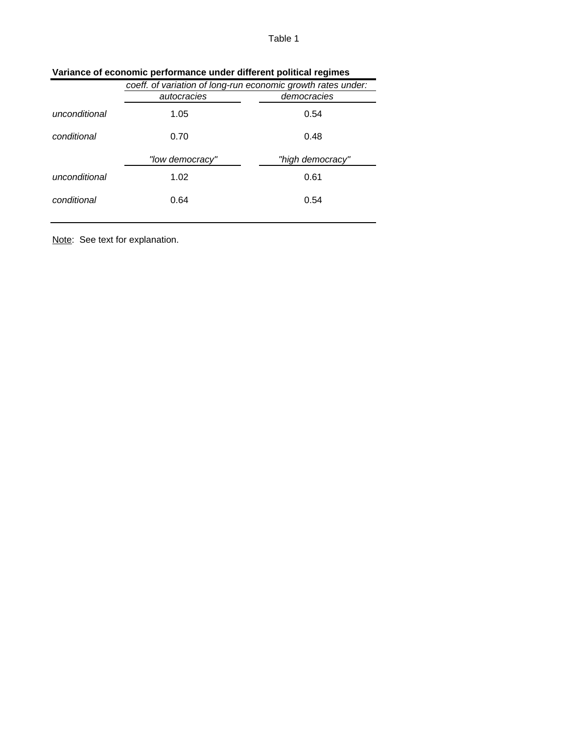Table 1

**Variance of economic performance under different political regimes**

| | *coeff. of variation of long-run economic growth rates under:* | |
|---|---|---|
| | *autocracies* | *democracies* |
| *unconditional* | 1.05 | 0.54 |
| *conditional* | 0.70 | 0.48 |
| | *"low democracy"* | *"high democracy"* |
| *unconditional* | 1.02 | 0.61 |
| *conditional* | 0.64 | 0.54 |

Note: See text for explanation.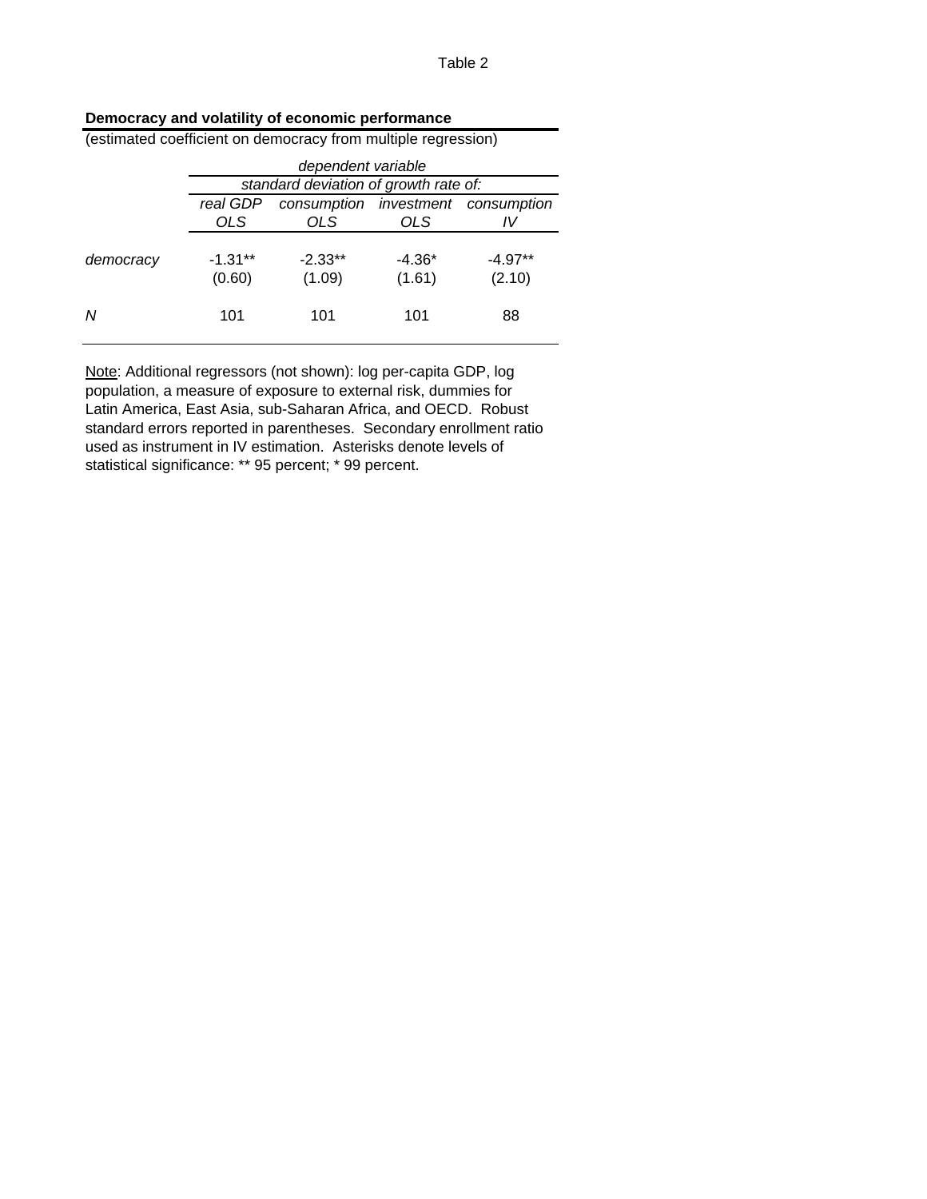Table 2

**Democracy and volatility of economic performance**

(estimated coefficient on democracy from multiple regression)

| | *dependent variable* | | | |
|---|---|---|---|---|
| | *standard deviation of growth rate of:* | | | |
| | *real GDP OLS* | *consumption OLS* | *investment OLS* | *consumption IV* |
| *democracy* | -1.31** (0.60) | -2.33** (1.09) | -4.36* (1.61) | -4.97** (2.10) |
| *N* | 101 | 101 | 101 | 88 |

Note: Additional regressors (not shown): log per-capita GDP, log population, a measure of exposure to external risk, dummies for Latin America, East Asia, sub-Saharan Africa, and OECD. Robust standard errors reported in parentheses. Secondary enrollment ratio used as instrument in IV estimation. Asterisks denote levels of statistical significance: ** 95 percent; * 99 percent.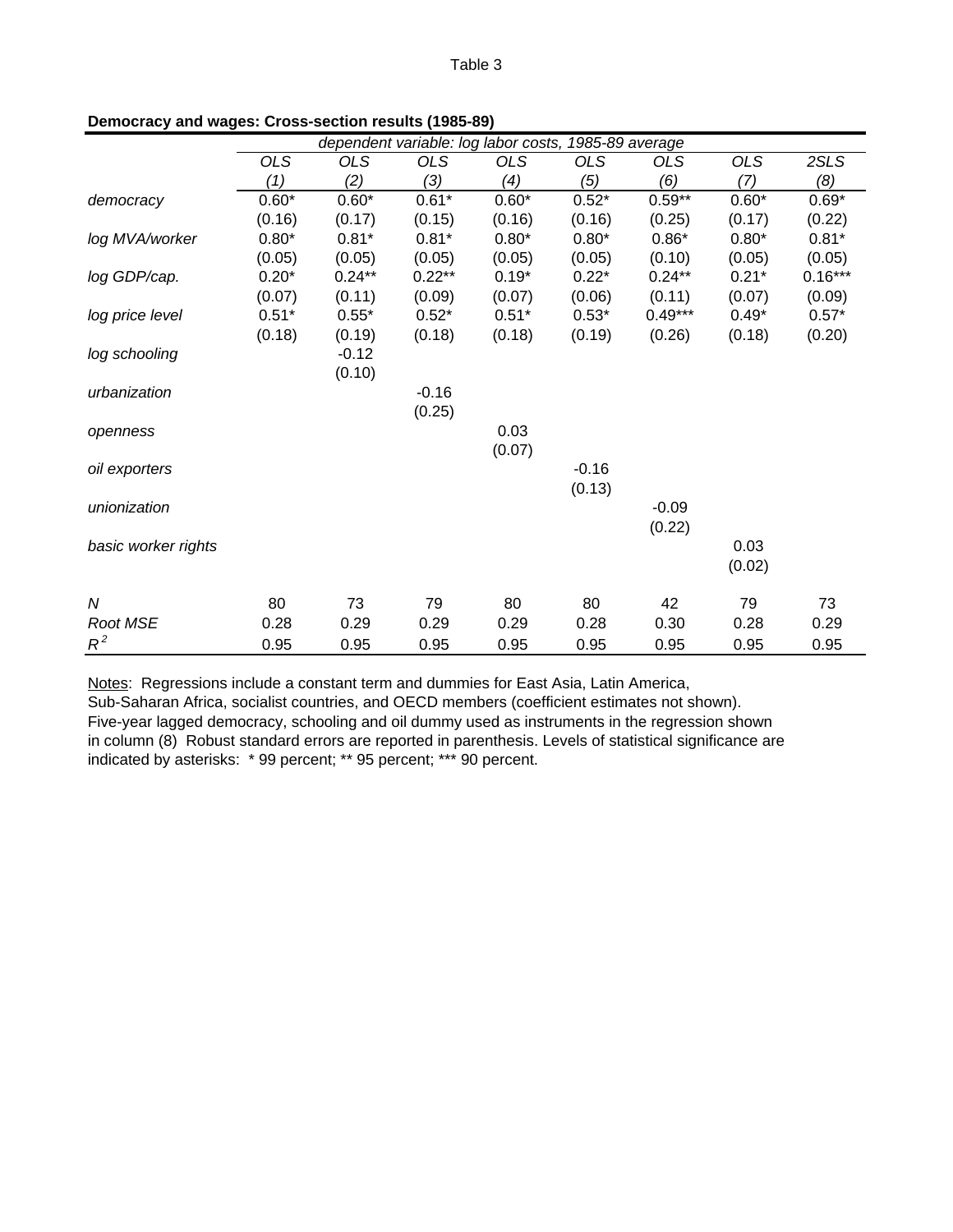Table 3

**Democracy and wages: Cross-section results (1985-89)**

| | *dependent variable: log labor costs, 1985-89 average* | | | | | | | |
|---|---|---|---|---|---|---|---|---|
| | *OLS* | *OLS* | *OLS* | *OLS* | *OLS* | *OLS* | *OLS* | *2SLS* |
| | *(1)* | *(2)* | *(3)* | *(4)* | *(5)* | *(6)* | *(7)* | *(8)* |
| *democracy* | 0.60* | 0.60* | 0.61* | 0.60* | 0.52* | 0.59** | 0.60* | 0.69* |
| | (0.16) | (0.17) | (0.15) | (0.16) | (0.16) | (0.25) | (0.17) | (0.22) |
| *log MVA/worker* | 0.80* | 0.81* | 0.81* | 0.80* | 0.80* | 0.86* | 0.80* | 0.81* |
| | (0.05) | (0.05) | (0.05) | (0.05) | (0.05) | (0.10) | (0.05) | (0.05) |
| *log GDP/cap.* | 0.20* | 0.24** | 0.22** | 0.19* | 0.22* | 0.24** | 0.21* | 0.16*** |
| | (0.07) | (0.11) | (0.09) | (0.07) | (0.06) | (0.11) | (0.07) | (0.09) |
| *log price level* | 0.51* | 0.55* | 0.52* | 0.51* | 0.53* | 0.49*** | 0.49* | 0.57* |
| | (0.18) | (0.19) | (0.18) | (0.18) | (0.19) | (0.26) | (0.18) | (0.20) |
| *log schooling* | | -0.12 | | | | | | |
| | | (0.10) | | | | | | |
| *urbanization* | | | -0.16 | | | | | |
| | | | (0.25) | | | | | |
| *openness* | | | | 0.03 | | | | |
| | | | | (0.07) | | | | |
| *oil exporters* | | | | | -0.16 | | | |
| | | | | | (0.13) | | | |
| *unionization* | | | | | | -0.09 | | |
| | | | | | | (0.22) | | |
| *basic worker rights* | | | | | | | 0.03 | |
| | | | | | | | (0.02) | |
| *N* | 80 | 73 | 79 | 80 | 80 | 42 | 79 | 73 |
| *Root MSE* | 0.28 | 0.29 | 0.29 | 0.29 | 0.28 | 0.30 | 0.28 | 0.29 |
| $R^2$ | 0.95 | 0.95 | 0.95 | 0.95 | 0.95 | 0.95 | 0.95 | 0.95 |

Notes: Regressions include a constant term and dummies for East Asia, Latin America, Sub-Saharan Africa, socialist countries, and OECD members (coefficient estimates not shown). Five-year lagged democracy, schooling and oil dummy used as instruments in the regression shown in column (8) Robust standard errors are reported in parenthesis. Levels of statistical significance are indicated by asterisks: * 99 percent; ** 95 percent; *** 90 percent.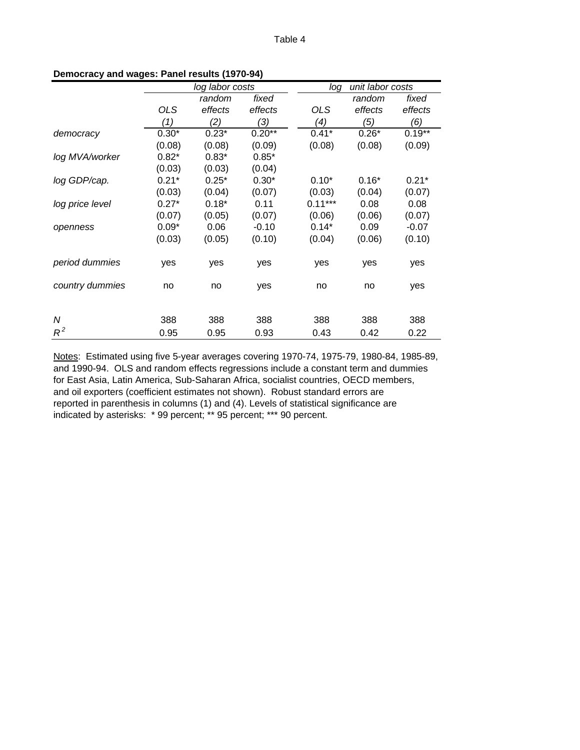Table 4

**Democracy and wages: Panel results (1970-94)**

| | *log labor costs* | | | *log unit labor costs* | | |
|---|---|---|---|---|---|---|
| | *OLS* | *random effects* | *fixed effects* | *OLS* | *random effects* | *fixed effects* |
| | *(1)* | *(2)* | *(3)* | *(4)* | *(5)* | *(6)* |
| *democracy* | 0.30* | 0.23* | 0.20** | 0.41* | 0.26* | 0.19** |
| | (0.08) | (0.08) | (0.09) | (0.08) | (0.08) | (0.09) |
| *log MVA/worker* | 0.82* | 0.83* | 0.85* | | | |
| | (0.03) | (0.03) | (0.04) | | | |
| *log GDP/cap.* | 0.21* | 0.25* | 0.30* | 0.10* | 0.16* | 0.21* |
| | (0.03) | (0.04) | (0.07) | (0.03) | (0.04) | (0.07) |
| *log price level* | 0.27* | 0.18* | 0.11 | 0.11*** | 0.08 | 0.08 |
| | (0.07) | (0.05) | (0.07) | (0.06) | (0.06) | (0.07) |
| *openness* | 0.09* | 0.06 | -0.10 | 0.14* | 0.09 | -0.07 |
| | (0.03) | (0.05) | (0.10) | (0.04) | (0.06) | (0.10) |
| *period dummies* | yes | yes | yes | yes | yes | yes |
| *country dummies* | no | no | yes | no | no | yes |
| *N* | 388 | 388 | 388 | 388 | 388 | 388 |
| $R^2$ | 0.95 | 0.95 | 0.93 | 0.43 | 0.42 | 0.22 |

Notes: Estimated using five 5-year averages covering 1970-74, 1975-79, 1980-84, 1985-89, and 1990-94. OLS and random effects regressions include a constant term and dummies for East Asia, Latin America, Sub-Saharan Africa, socialist countries, OECD members, and oil exporters (coefficient estimates not shown). Robust standard errors are reported in parenthesis in columns (1) and (4). Levels of statistical significance are indicated by asterisks: * 99 percent; ** 95 percent; *** 90 percent.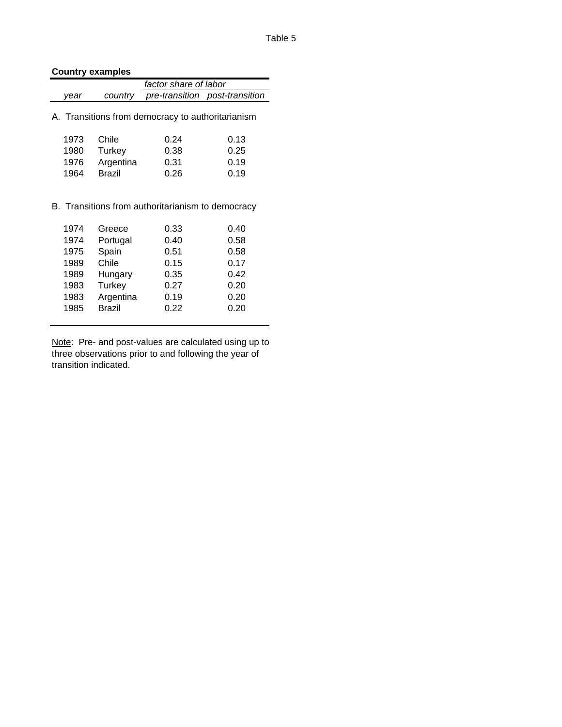Table 5

**Country examples**

| *year* | *country* | *factor share of labor* *pre-transition* | *post-transition* |
|---|---|---|---|
| **A. Transitions from democracy to authoritarianism** | | | |
| 1973 | Chile | 0.24 | 0.13 |
| 1980 | Turkey | 0.38 | 0.25 |
| 1976 | Argentina | 0.31 | 0.19 |
| 1964 | Brazil | 0.26 | 0.19 |
| **B. Transitions from authoritarianism to democracy** | | | |
| 1974 | Greece | 0.33 | 0.40 |
| 1974 | Portugal | 0.40 | 0.58 |
| 1975 | Spain | 0.51 | 0.58 |
| 1989 | Chile | 0.15 | 0.17 |
| 1989 | Hungary | 0.35 | 0.42 |
| 1983 | Turkey | 0.27 | 0.20 |
| 1983 | Argentina | 0.19 | 0.20 |
| 1985 | Brazil | 0.22 | 0.20 |

Note: Pre- and post-values are calculated using up to three observations prior to and following the year of transition indicated.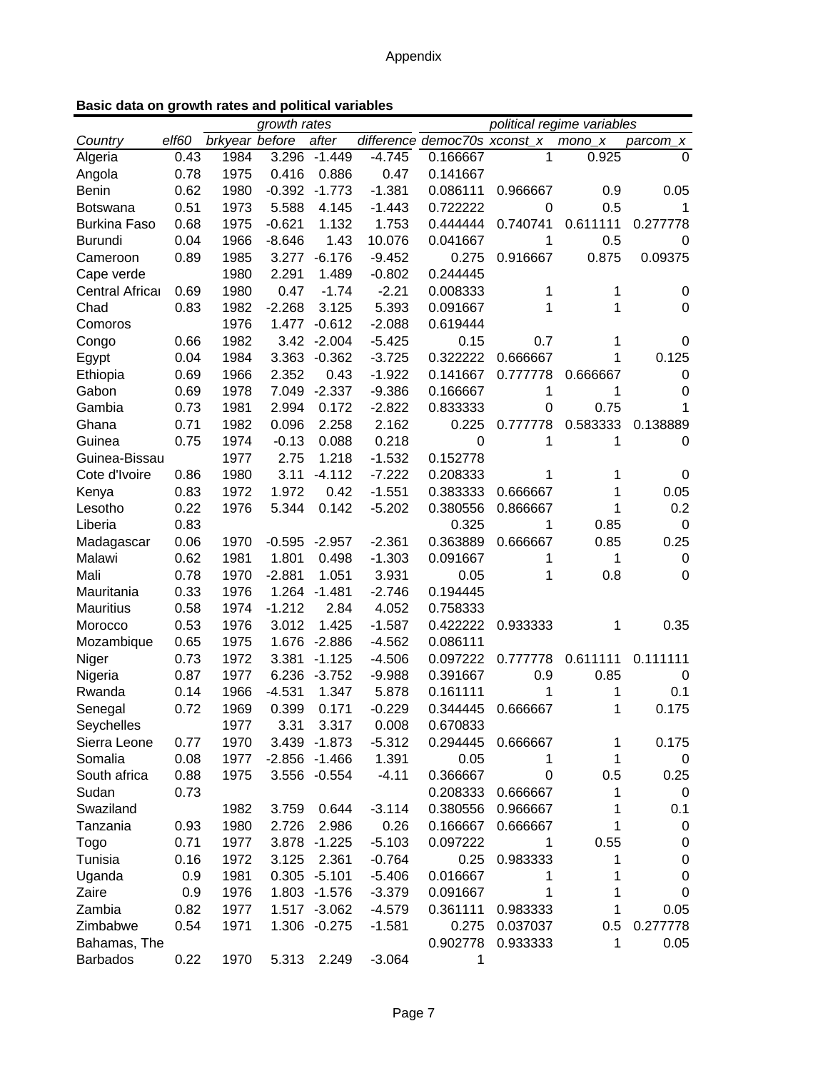Appendix

**Basic data on growth rates and political variables**

| | | | growth rates | | | | political regime variables | | |
|---|---|---|---|---|---|---|---|---|---|
| *Country* | *elf60* | *brkyear* | *before* | *after* | *difference* | *democ70s* | *xconst_x* | *mono_x* | *parcom_x* |
| Algeria | 0.43 | 1984 | 3.296 | -1.449 | -4.745 | 0.166667 | 1 | 0.925 | 0 |
| Angola | 0.78 | 1975 | 0.416 | 0.886 | 0.47 | 0.141667 | | | |
| Benin | 0.62 | 1980 | -0.392 | -1.773 | -1.381 | 0.086111 | 0.966667 | 0.9 | 0.05 |
| Botswana | 0.51 | 1973 | 5.588 | 4.145 | -1.443 | 0.722222 | 0 | 0.5 | 1 |
| Burkina Faso | 0.68 | 1975 | -0.621 | 1.132 | 1.753 | 0.444444 | 0.740741 | 0.611111 | 0.277778 |
| Burundi | 0.04 | 1966 | -8.646 | 1.43 | 10.076 | 0.041667 | 1 | 0.5 | 0 |
| Cameroon | 0.89 | 1985 | 3.277 | -6.176 | -9.452 | 0.275 | 0.916667 | 0.875 | 0.09375 |
| Cape verde | | 1980 | 2.291 | 1.489 | -0.802 | 0.244445 | | | |
| Central Africa | 0.69 | 1980 | 0.47 | -1.74 | -2.21 | 0.008333 | 1 | 1 | 0 |
| Chad | 0.83 | 1982 | -2.268 | 3.125 | 5.393 | 0.091667 | 1 | 1 | 0 |
| Comoros | | 1976 | 1.477 | -0.612 | -2.088 | 0.619444 | | | |
| Congo | 0.66 | 1982 | 3.42 | -2.004 | -5.425 | 0.15 | 0.7 | 1 | 0 |
| Egypt | 0.04 | 1984 | 3.363 | -0.362 | -3.725 | 0.322222 | 0.666667 | 1 | 0.125 |
| Ethiopia | 0.69 | 1966 | 2.352 | 0.43 | -1.922 | 0.141667 | 0.777778 | 0.666667 | 0 |
| Gabon | 0.69 | 1978 | 7.049 | -2.337 | -9.386 | 0.166667 | 1 | 1 | 0 |
| Gambia | 0.73 | 1981 | 2.994 | 0.172 | -2.822 | 0.833333 | 0 | 0.75 | 1 |
| Ghana | 0.71 | 1982 | 0.096 | 2.258 | 2.162 | 0.225 | 0.777778 | 0.583333 | 0.138889 |
| Guinea | 0.75 | 1974 | -0.13 | 0.088 | 0.218 | 0 | 1 | 1 | 0 |
| Guinea-Bissau | | 1977 | 2.75 | 1.218 | -1.532 | 0.152778 | | | |
| Cote d'Ivoire | 0.86 | 1980 | 3.11 | -4.112 | -7.222 | 0.208333 | 1 | 1 | 0 |
| Kenya | 0.83 | 1972 | 1.972 | 0.42 | -1.551 | 0.383333 | 0.666667 | 1 | 0.05 |
| Lesotho | 0.22 | 1976 | 5.344 | 0.142 | -5.202 | 0.380556 | 0.866667 | 1 | 0.2 |
| Liberia | 0.83 | | | | | 0.325 | 1 | 0.85 | 0 |
| Madagascar | 0.06 | 1970 | -0.595 | -2.957 | -2.361 | 0.363889 | 0.666667 | 0.85 | 0.25 |
| Malawi | 0.62 | 1981 | 1.801 | 0.498 | -1.303 | 0.091667 | 1 | 1 | 0 |
| Mali | 0.78 | 1970 | -2.881 | 1.051 | 3.931 | 0.05 | 1 | 0.8 | 0 |
| Mauritania | 0.33 | 1976 | 1.264 | -1.481 | -2.746 | 0.194445 | | | |
| Mauritius | 0.58 | 1974 | -1.212 | 2.84 | 4.052 | 0.758333 | | | |
| Morocco | 0.53 | 1976 | 3.012 | 1.425 | -1.587 | 0.422222 | 0.933333 | 1 | 0.35 |
| Mozambique | 0.65 | 1975 | 1.676 | -2.886 | -4.562 | 0.086111 | | | |
| Niger | 0.73 | 1972 | 3.381 | -1.125 | -4.506 | 0.097222 | 0.777778 | 0.611111 | 0.111111 |
| Nigeria | 0.87 | 1977 | 6.236 | -3.752 | -9.988 | 0.391667 | 0.9 | 0.85 | 0 |
| Rwanda | 0.14 | 1966 | -4.531 | 1.347 | 5.878 | 0.161111 | 1 | 1 | 0.1 |
| Senegal | 0.72 | 1969 | 0.399 | 0.171 | -0.229 | 0.344445 | 0.666667 | 1 | 0.175 |
| Seychelles | | 1977 | 3.31 | 3.317 | 0.008 | 0.670833 | | | |
| Sierra Leone | 0.77 | 1970 | 3.439 | -1.873 | -5.312 | 0.294445 | 0.666667 | 1 | 0.175 |
| Somalia | 0.08 | 1977 | -2.856 | -1.466 | 1.391 | 0.05 | 1 | 1 | 0 |
| South africa | 0.88 | 1975 | 3.556 | -0.554 | -4.11 | 0.366667 | 0 | 0.5 | 0.25 |
| Sudan | 0.73 | | | | | 0.208333 | 0.666667 | 1 | 0 |
| Swaziland | | 1982 | 3.759 | 0.644 | -3.114 | 0.380556 | 0.966667 | 1 | 0.1 |
| Tanzania | 0.93 | 1980 | 2.726 | 2.986 | 0.26 | 0.166667 | 0.666667 | 1 | 0 |
| Togo | 0.71 | 1977 | 3.878 | -1.225 | -5.103 | 0.097222 | 1 | 0.55 | 0 |
| Tunisia | 0.16 | 1972 | 3.125 | 2.361 | -0.764 | 0.25 | 0.983333 | 1 | 0 |
| Uganda | 0.9 | 1981 | 0.305 | -5.101 | -5.406 | 0.016667 | 1 | 1 | 0 |
| Zaire | 0.9 | 1976 | 1.803 | -1.576 | -3.379 | 0.091667 | 1 | 1 | 0 |
| Zambia | 0.82 | 1977 | 1.517 | -3.062 | -4.579 | 0.361111 | 0.983333 | 1 | 0.05 |
| Zimbabwe | 0.54 | 1971 | 1.306 | -0.275 | -1.581 | 0.275 | 0.037037 | 0.5 | 0.277778 |
| Bahamas, The | | | | | | 0.902778 | 0.933333 | 1 | 0.05 |
| Barbados | 0.22 | 1970 | 5.313 | 2.249 | -3.064 | 1 | | | |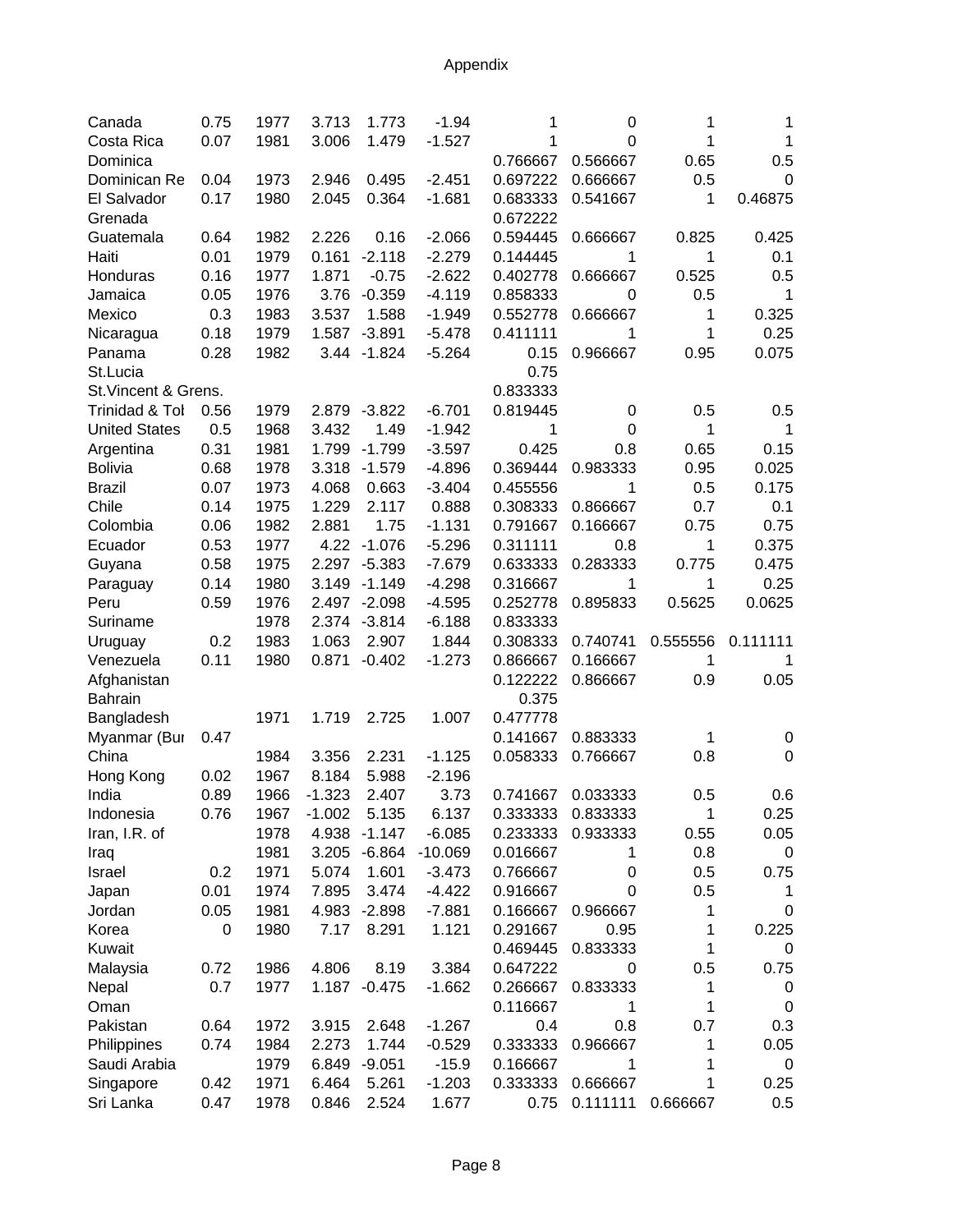# Appendix

| | | | | | | | | | |
|---|---|---|---|---|---|---|---|---|---|
| Canada | 0.75 | 1977 | 3.713 | 1.773 | -1.94 | 1 | 0 | 1 | 1 |
| Costa Rica | 0.07 | 1981 | 3.006 | 1.479 | -1.527 | 1 | 0 | 1 | 1 |
| Dominica | | | | | | 0.766667 | 0.566667 | 0.65 | 0.5 |
| Dominican Re | 0.04 | 1973 | 2.946 | 0.495 | -2.451 | 0.697222 | 0.666667 | 0.5 | 0 |
| El Salvador | 0.17 | 1980 | 2.045 | 0.364 | -1.681 | 0.683333 | 0.541667 | 1 | 0.46875 |
| Grenada | | | | | | 0.672222 | | | |
| Guatemala | 0.64 | 1982 | 2.226 | 0.16 | -2.066 | 0.594445 | 0.666667 | 0.825 | 0.425 |
| Haiti | 0.01 | 1979 | 0.161 | -2.118 | -2.279 | 0.144445 | 1 | 1 | 0.1 |
| Honduras | 0.16 | 1977 | 1.871 | -0.75 | -2.622 | 0.402778 | 0.666667 | 0.525 | 0.5 |
| Jamaica | 0.05 | 1976 | 3.76 | -0.359 | -4.119 | 0.858333 | 0 | 0.5 | 1 |
| Mexico | 0.3 | 1983 | 3.537 | 1.588 | -1.949 | 0.552778 | 0.666667 | 1 | 0.325 |
| Nicaragua | 0.18 | 1979 | 1.587 | -3.891 | -5.478 | 0.411111 | 1 | 1 | 0.25 |
| Panama | 0.28 | 1982 | 3.44 | -1.824 | -5.264 | 0.15 | 0.966667 | 0.95 | 0.075 |
| St.Lucia | | | | | | 0.75 | | | |
| St.Vincent & Grens. | | | | | | 0.833333 | | | |
| Trinidad & Tol | 0.56 | 1979 | 2.879 | -3.822 | -6.701 | 0.819445 | 0 | 0.5 | 0.5 |
| United States | 0.5 | 1968 | 3.432 | 1.49 | -1.942 | 1 | 0 | 1 | 1 |
| Argentina | 0.31 | 1981 | 1.799 | -1.799 | -3.597 | 0.425 | 0.8 | 0.65 | 0.15 |
| Bolivia | 0.68 | 1978 | 3.318 | -1.579 | -4.896 | 0.369444 | 0.983333 | 0.95 | 0.025 |
| Brazil | 0.07 | 1973 | 4.068 | 0.663 | -3.404 | 0.455556 | 1 | 0.5 | 0.175 |
| Chile | 0.14 | 1975 | 1.229 | 2.117 | 0.888 | 0.308333 | 0.866667 | 0.7 | 0.1 |
| Colombia | 0.06 | 1982 | 2.881 | 1.75 | -1.131 | 0.791667 | 0.166667 | 0.75 | 0.75 |
| Ecuador | 0.53 | 1977 | 4.22 | -1.076 | -5.296 | 0.311111 | 0.8 | 1 | 0.375 |
| Guyana | 0.58 | 1975 | 2.297 | -5.383 | -7.679 | 0.633333 | 0.283333 | 0.775 | 0.475 |
| Paraguay | 0.14 | 1980 | 3.149 | -1.149 | -4.298 | 0.316667 | 1 | 1 | 0.25 |
| Peru | 0.59 | 1976 | 2.497 | -2.098 | -4.595 | 0.252778 | 0.895833 | 0.5625 | 0.0625 |
| Suriname | | 1978 | 2.374 | -3.814 | -6.188 | 0.833333 | | | |
| Uruguay | 0.2 | 1983 | 1.063 | 2.907 | 1.844 | 0.308333 | 0.740741 | 0.555556 | 0.111111 |
| Venezuela | 0.11 | 1980 | 0.871 | -0.402 | -1.273 | 0.866667 | 0.166667 | 1 | 1 |
| Afghanistan | | | | | | 0.122222 | 0.866667 | 0.9 | 0.05 |
| Bahrain | | | | | | 0.375 | | | |
| Bangladesh | | 1971 | 1.719 | 2.725 | 1.007 | 0.477778 | | | |
| Myanmar (Bur | 0.47 | | | | | 0.141667 | 0.883333 | 1 | 0 |
| China | | 1984 | 3.356 | 2.231 | -1.125 | 0.058333 | 0.766667 | 0.8 | 0 |
| Hong Kong | 0.02 | 1967 | 8.184 | 5.988 | -2.196 | | | | |
| India | 0.89 | 1966 | -1.323 | 2.407 | 3.73 | 0.741667 | 0.033333 | 0.5 | 0.6 |
| Indonesia | 0.76 | 1967 | -1.002 | 5.135 | 6.137 | 0.333333 | 0.833333 | 1 | 0.25 |
| Iran, I.R. of | | 1978 | 4.938 | -1.147 | -6.085 | 0.233333 | 0.933333 | 0.55 | 0.05 |
| Iraq | | 1981 | 3.205 | -6.864 | -10.069 | 0.016667 | 1 | 0.8 | 0 |
| Israel | 0.2 | 1971 | 5.074 | 1.601 | -3.473 | 0.766667 | 0 | 0.5 | 0.75 |
| Japan | 0.01 | 1974 | 7.895 | 3.474 | -4.422 | 0.916667 | 0 | 0.5 | 1 |
| Jordan | 0.05 | 1981 | 4.983 | -2.898 | -7.881 | 0.166667 | 0.966667 | 1 | 0 |
| Korea | 0 | 1980 | 7.17 | 8.291 | 1.121 | 0.291667 | 0.95 | 1 | 0.225 |
| Kuwait | | | | | | 0.469445 | 0.833333 | 1 | 0 |
| Malaysia | 0.72 | 1986 | 4.806 | 8.19 | 3.384 | 0.647222 | 0 | 0.5 | 0.75 |
| Nepal | 0.7 | 1977 | 1.187 | -0.475 | -1.662 | 0.266667 | 0.833333 | 1 | 0 |
| Oman | | | | | | 0.116667 | 1 | 1 | 0 |
| Pakistan | 0.64 | 1972 | 3.915 | 2.648 | -1.267 | 0.4 | 0.8 | 0.7 | 0.3 |
| Philippines | 0.74 | 1984 | 2.273 | 1.744 | -0.529 | 0.333333 | 0.966667 | 1 | 0.05 |
| Saudi Arabia | | 1979 | 6.849 | -9.051 | -15.9 | 0.166667 | 1 | 1 | 0 |
| Singapore | 0.42 | 1971 | 6.464 | 5.261 | -1.203 | 0.333333 | 0.666667 | 1 | 0.25 |
| Sri Lanka | 0.47 | 1978 | 0.846 | 2.524 | 1.677 | 0.75 | 0.111111 | 0.666667 | 0.5 |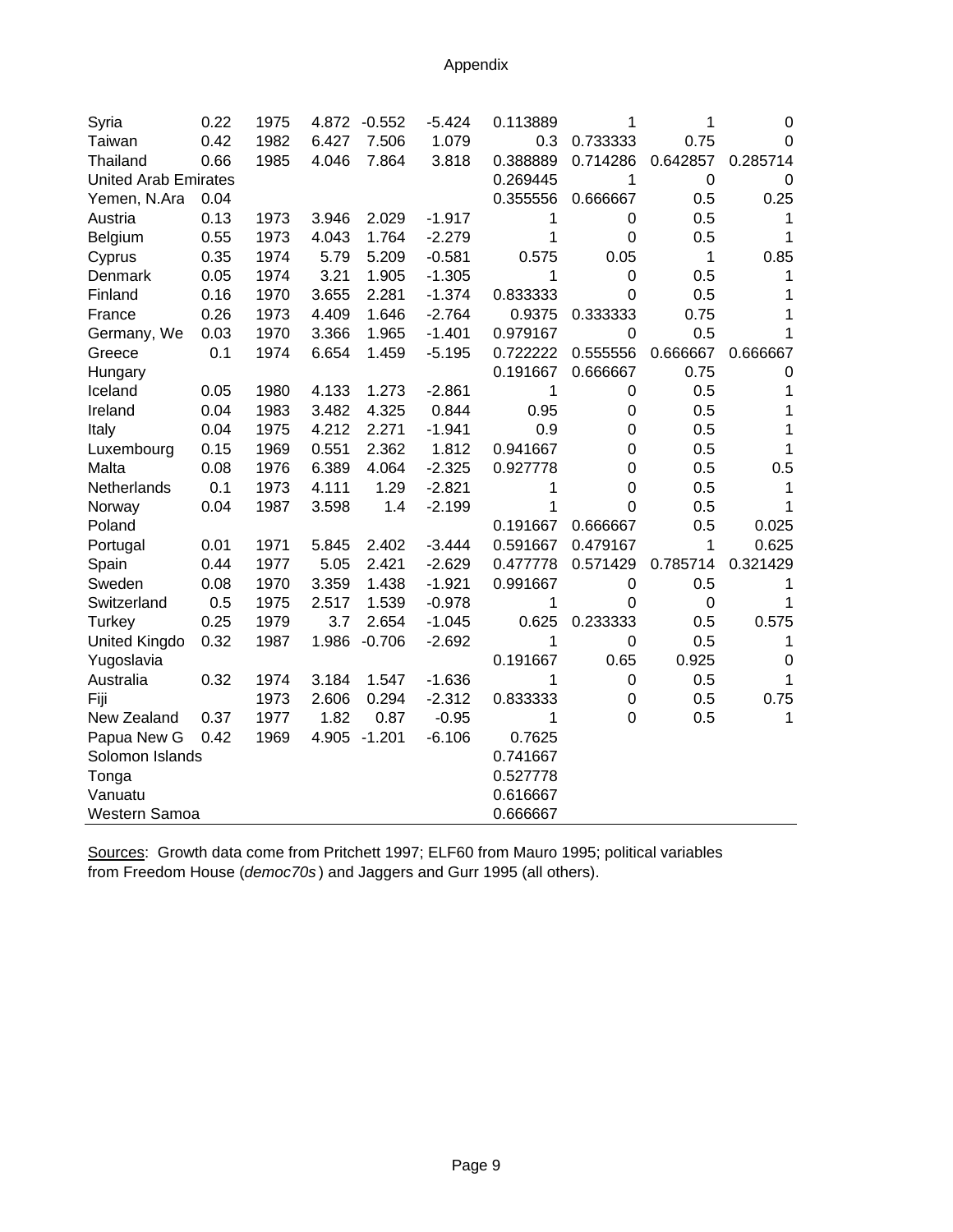| | | | | | | | | | |
|---|---|---|---|---|---|---|---|---|---|
| Syria | 0.22 | 1975 | 4.872 | -0.552 | -5.424 | 0.113889 | 1 | 1 | 0 |
| Taiwan | 0.42 | 1982 | 6.427 | 7.506 | 1.079 | 0.3 | 0.733333 | 0.75 | 0 |
| Thailand | 0.66 | 1985 | 4.046 | 7.864 | 3.818 | 0.388889 | 0.714286 | 0.642857 | 0.285714 |
| United Arab Emirates | | | | | | 0.269445 | 1 | 0 | 0 |
| Yemen, N.Ara | 0.04 | | | | | 0.355556 | 0.666667 | 0.5 | 0.25 |
| Austria | 0.13 | 1973 | 3.946 | 2.029 | -1.917 | 1 | 0 | 0.5 | 1 |
| Belgium | 0.55 | 1973 | 4.043 | 1.764 | -2.279 | 1 | 0 | 0.5 | 1 |
| Cyprus | 0.35 | 1974 | 5.79 | 5.209 | -0.581 | 0.575 | 0.05 | 1 | 0.85 |
| Denmark | 0.05 | 1974 | 3.21 | 1.905 | -1.305 | 1 | 0 | 0.5 | 1 |
| Finland | 0.16 | 1970 | 3.655 | 2.281 | -1.374 | 0.833333 | 0 | 0.5 | 1 |
| France | 0.26 | 1973 | 4.409 | 1.646 | -2.764 | 0.9375 | 0.333333 | 0.75 | 1 |
| Germany, We | 0.03 | 1970 | 3.366 | 1.965 | -1.401 | 0.979167 | 0 | 0.5 | 1 |
| Greece | 0.1 | 1974 | 6.654 | 1.459 | -5.195 | 0.722222 | 0.555556 | 0.666667 | 0.666667 |
| Hungary | | | | | | 0.191667 | 0.666667 | 0.75 | 0 |
| Iceland | 0.05 | 1980 | 4.133 | 1.273 | -2.861 | 1 | 0 | 0.5 | 1 |
| Ireland | 0.04 | 1983 | 3.482 | 4.325 | 0.844 | 0.95 | 0 | 0.5 | 1 |
| Italy | 0.04 | 1975 | 4.212 | 2.271 | -1.941 | 0.9 | 0 | 0.5 | 1 |
| Luxembourg | 0.15 | 1969 | 0.551 | 2.362 | 1.812 | 0.941667 | 0 | 0.5 | 1 |
| Malta | 0.08 | 1976 | 6.389 | 4.064 | -2.325 | 0.927778 | 0 | 0.5 | 0.5 |
| Netherlands | 0.1 | 1973 | 4.111 | 1.29 | -2.821 | 1 | 0 | 0.5 | 1 |
| Norway | 0.04 | 1987 | 3.598 | 1.4 | -2.199 | 1 | 0 | 0.5 | 1 |
| Poland | | | | | | 0.191667 | 0.666667 | 0.5 | 0.025 |
| Portugal | 0.01 | 1971 | 5.845 | 2.402 | -3.444 | 0.591667 | 0.479167 | 1 | 0.625 |
| Spain | 0.44 | 1977 | 5.05 | 2.421 | -2.629 | 0.477778 | 0.571429 | 0.785714 | 0.321429 |
| Sweden | 0.08 | 1970 | 3.359 | 1.438 | -1.921 | 0.991667 | 0 | 0.5 | 1 |
| Switzerland | 0.5 | 1975 | 2.517 | 1.539 | -0.978 | 1 | 0 | 0 | 1 |
| Turkey | 0.25 | 1979 | 3.7 | 2.654 | -1.045 | 0.625 | 0.233333 | 0.5 | 0.575 |
| United Kingdo | 0.32 | 1987 | 1.986 | -0.706 | -2.692 | 1 | 0 | 0.5 | 1 |
| Yugoslavia | | | | | | 0.191667 | 0.65 | 0.925 | 0 |
| Australia | 0.32 | 1974 | 3.184 | 1.547 | -1.636 | 1 | 0 | 0.5 | 1 |
| Fiji | | 1973 | 2.606 | 0.294 | -2.312 | 0.833333 | 0 | 0.5 | 0.75 |
| New Zealand | 0.37 | 1977 | 1.82 | 0.87 | -0.95 | 1 | 0 | 0.5 | 1 |
| Papua New G | 0.42 | 1969 | 4.905 | -1.201 | -6.106 | 0.7625 | | | |
| Solomon Islands | | | | | | 0.741667 | | | |
| Tonga | | | | | | 0.527778 | | | |
| Vanuatu | | | | | | 0.616667 | | | |
| Western Samoa | | | | | | 0.666667 | | | |

Sources: Growth data come from Pritchett 1997; ELF60 from Mauro 1995; political variables from Freedom House (*democ70s*) and Jaggers and Gurr 1995 (all others).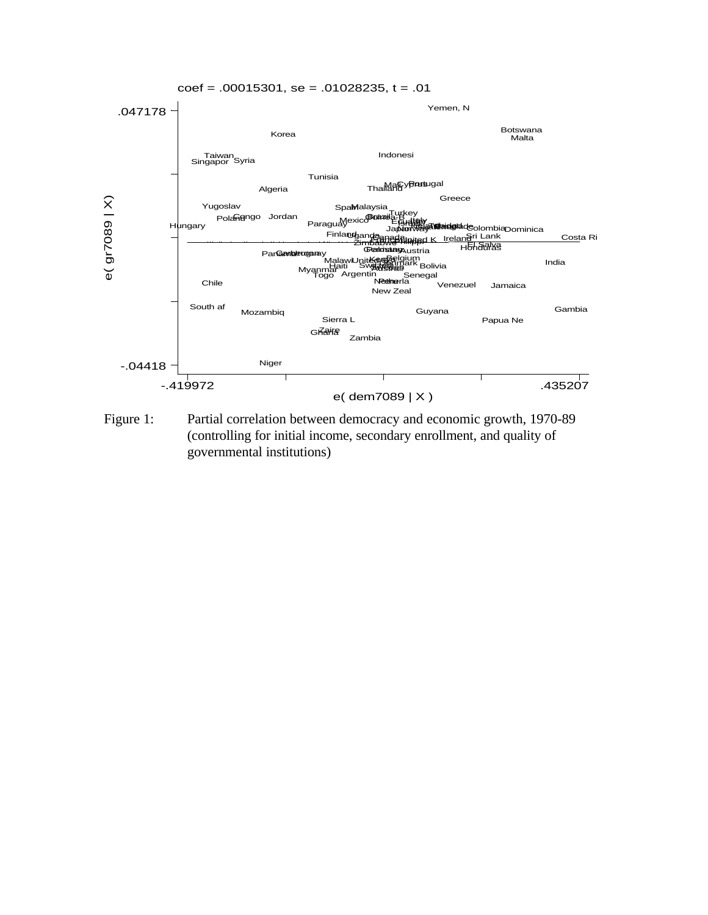coef = .00015301, se = .01028235, t = .01

Figure 1: Partial correlation between democracy and economic growth, 1970-89 (controlling for initial income, secondary enrollment, and quality of governmental institutions)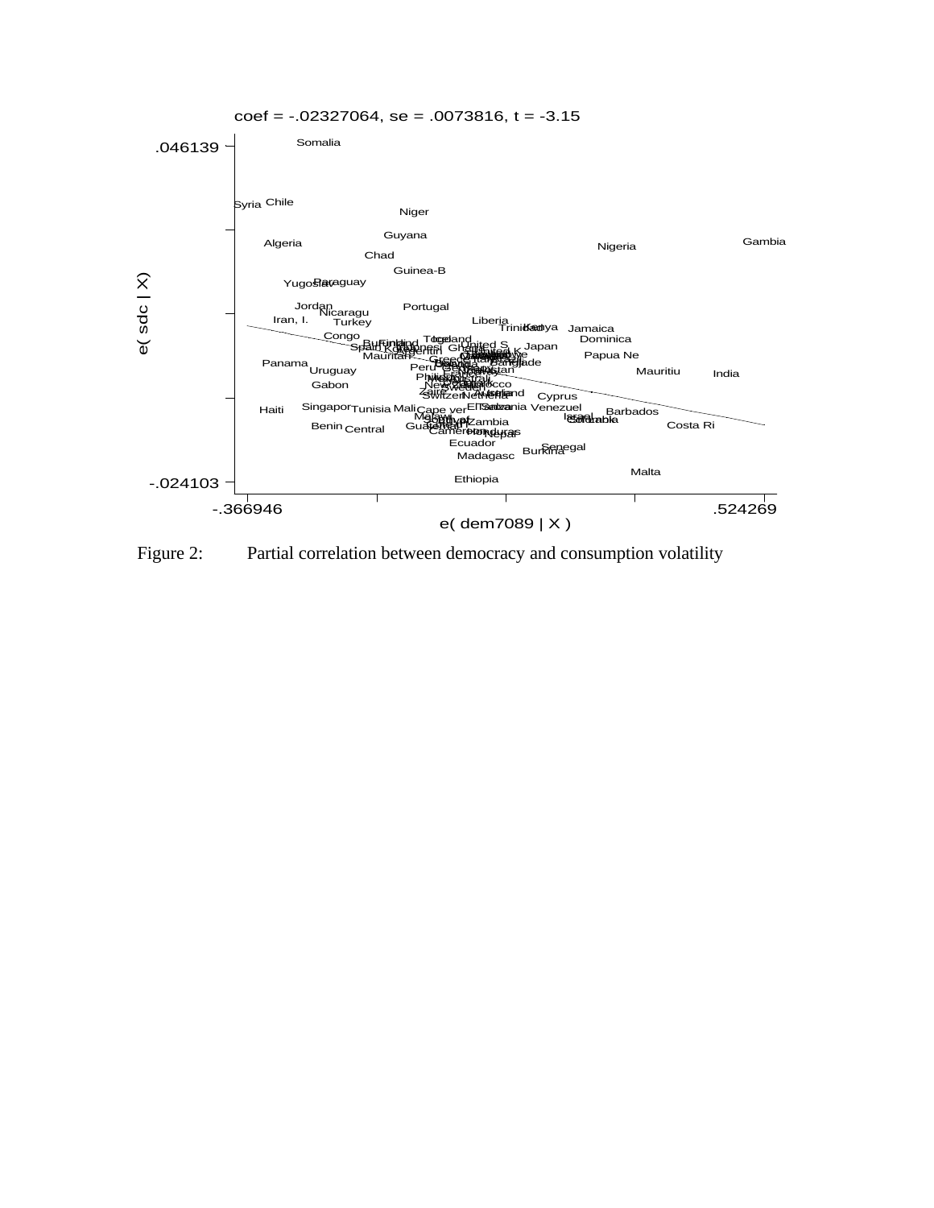coef = -.02327064, se = .0073816, t = -3.15

Figure 2: Partial correlation between democracy and consumption volatility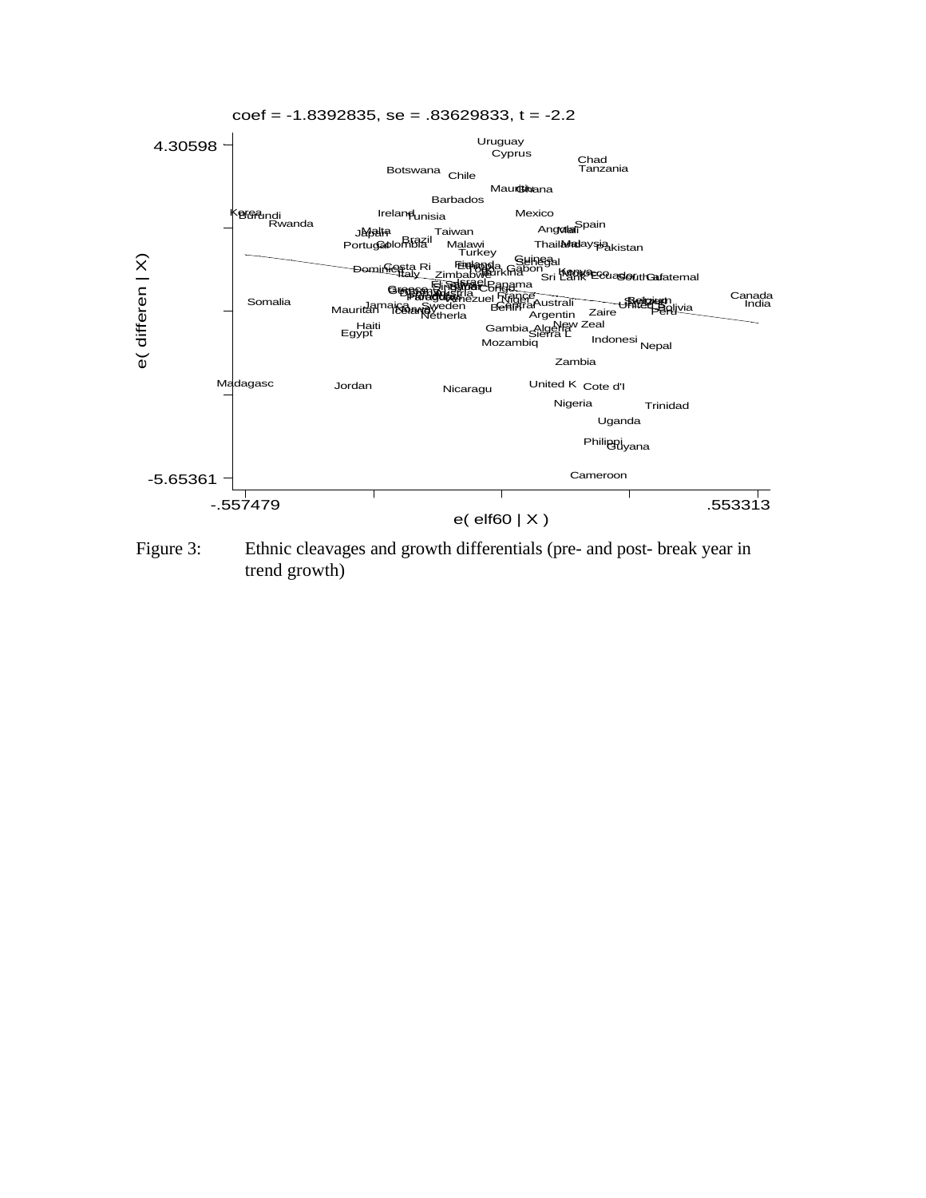coef = -1.8392835, se = .83629833, t = -2.2

Figure 3: Ethnic cleavages and growth differentials (pre- and post- break year in trend growth)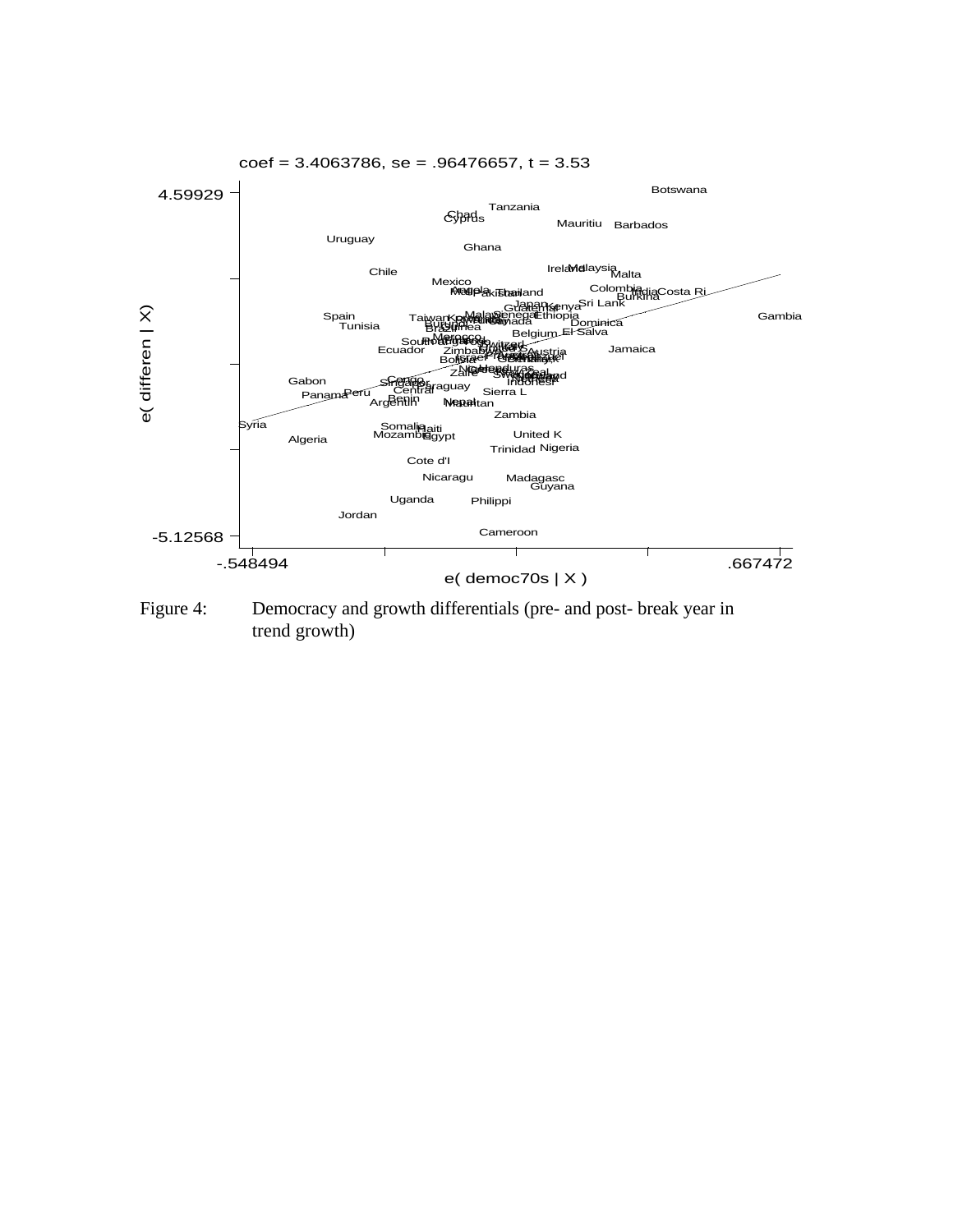coef = 3.4063786, se = .96476657, t = 3.53

Figure 4: Democracy and growth differentials (pre- and post- break year in trend growth)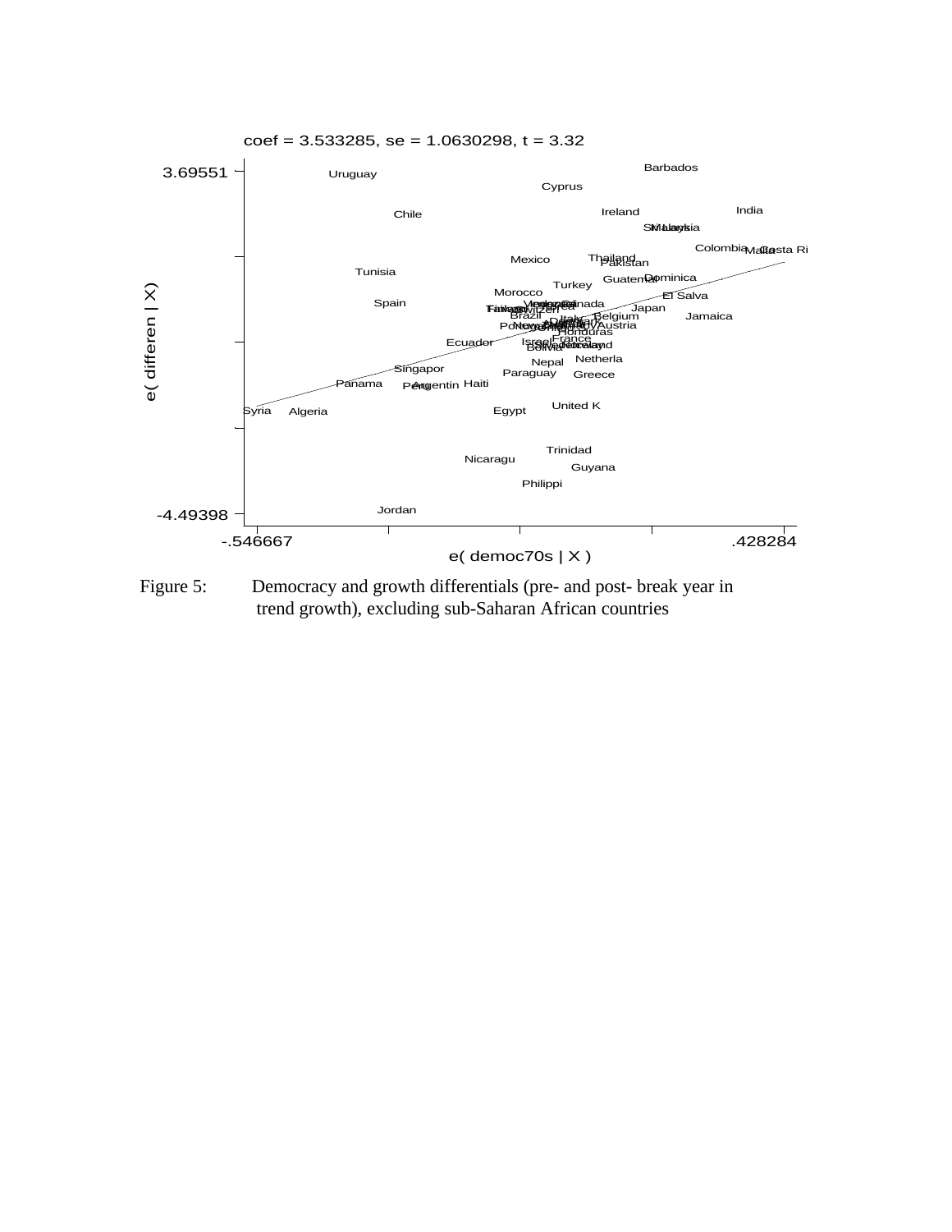coef = 3.533285, se = 1.0630298, t = 3.32

e( differen | X)

e( democ70s | X )

Figure 5: Democracy and growth differentials (pre- and post- break year in trend growth), excluding sub-Saharan African countries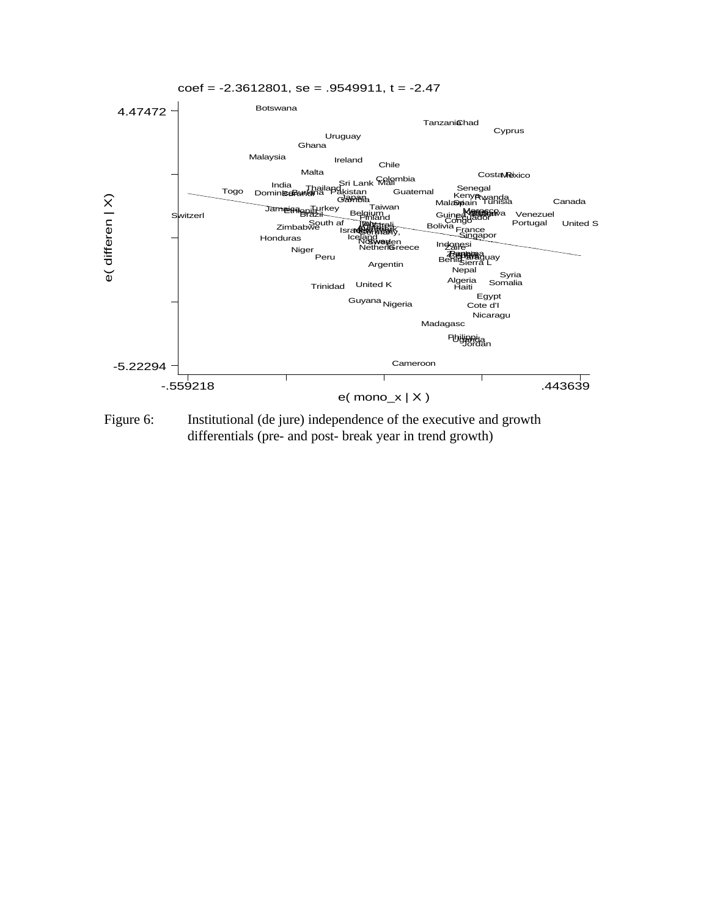coef = -2.3612801, se = .9549911, t = -2.47

Figure 6: Institutional (de jure) independence of the executive and growth differentials (pre- and post- break year in trend growth)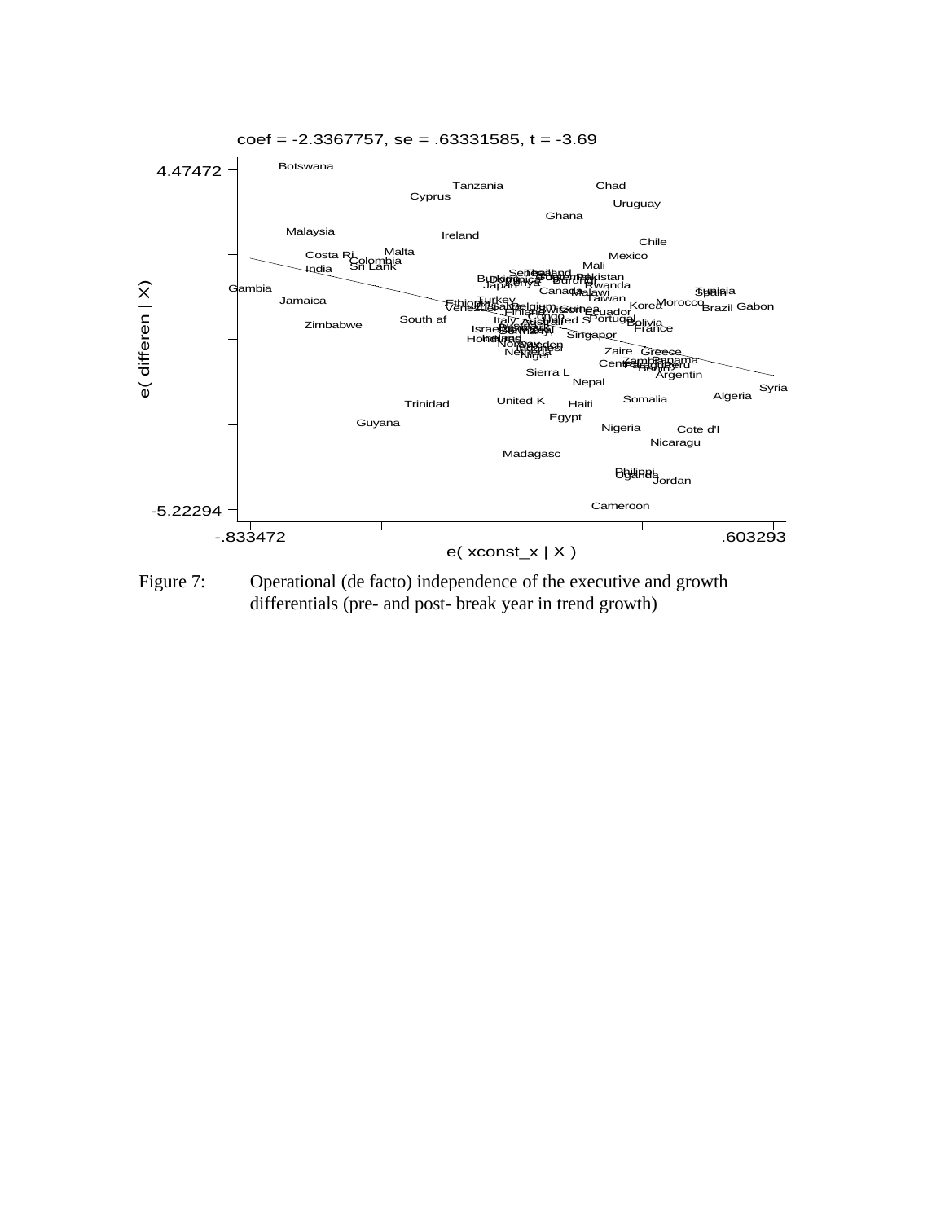coef = -2.3367757, se = .63331585, t = -3.69

Figure 7: Operational (de facto) independence of the executive and growth differentials (pre- and post- break year in trend growth)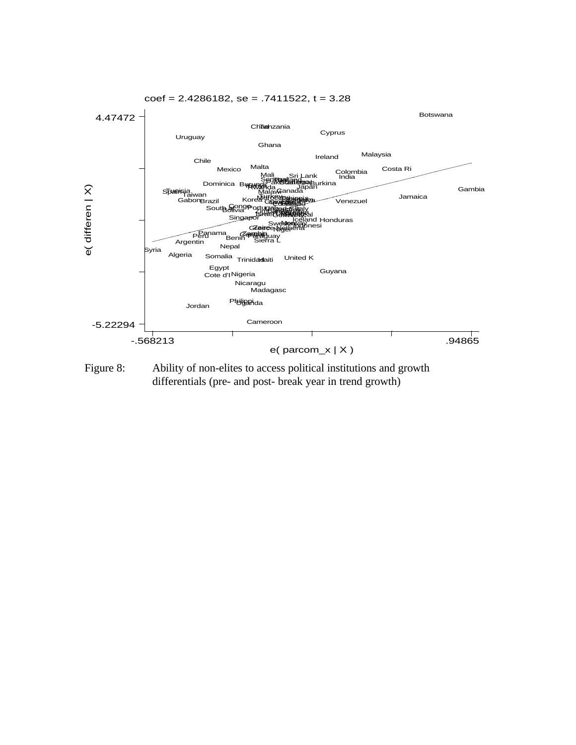coef = 2.4286182, se = .7411522, t = 3.28

Figure 8: Ability of non-elites to access political institutions and growth differentials (pre- and post- break year in trend growth)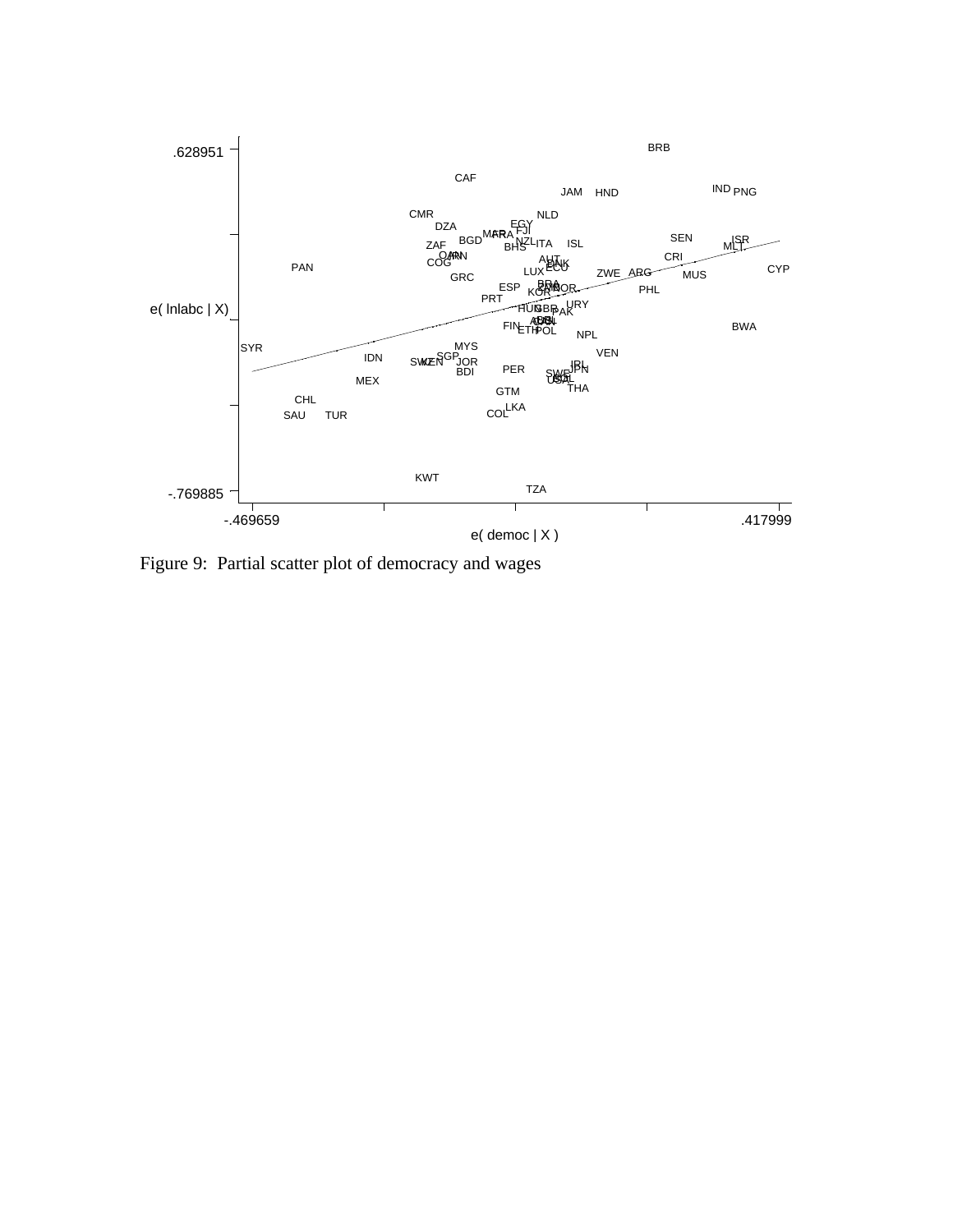.628951

-.769885

e( lnlabc | X)

-.469659

.417999

e( democ | X )

BRB CAF JAM HND IND PNG CMR NLD EGY DZA MAR FRA FJI SEN ISR BGD NZL ITA ISL MLT ZAF BHS OAN IRN AUT CRI COG DNK ECU PAN LUX ZWE ARG CYP GRC MUS BRA ESP KOR CAN NOR PHL PRT URY HUN GBR PAK AUS DEU FIN BEL BWA ETH POL NPL SYR MYS VEN SGP IDN SWZ KEN JOR IRL PER JPN BDI SWE MEX USA NOL THA GTM CHL LKA SAU TUR COL KWT TZA

Figure 9: Partial scatter plot of democracy and wages